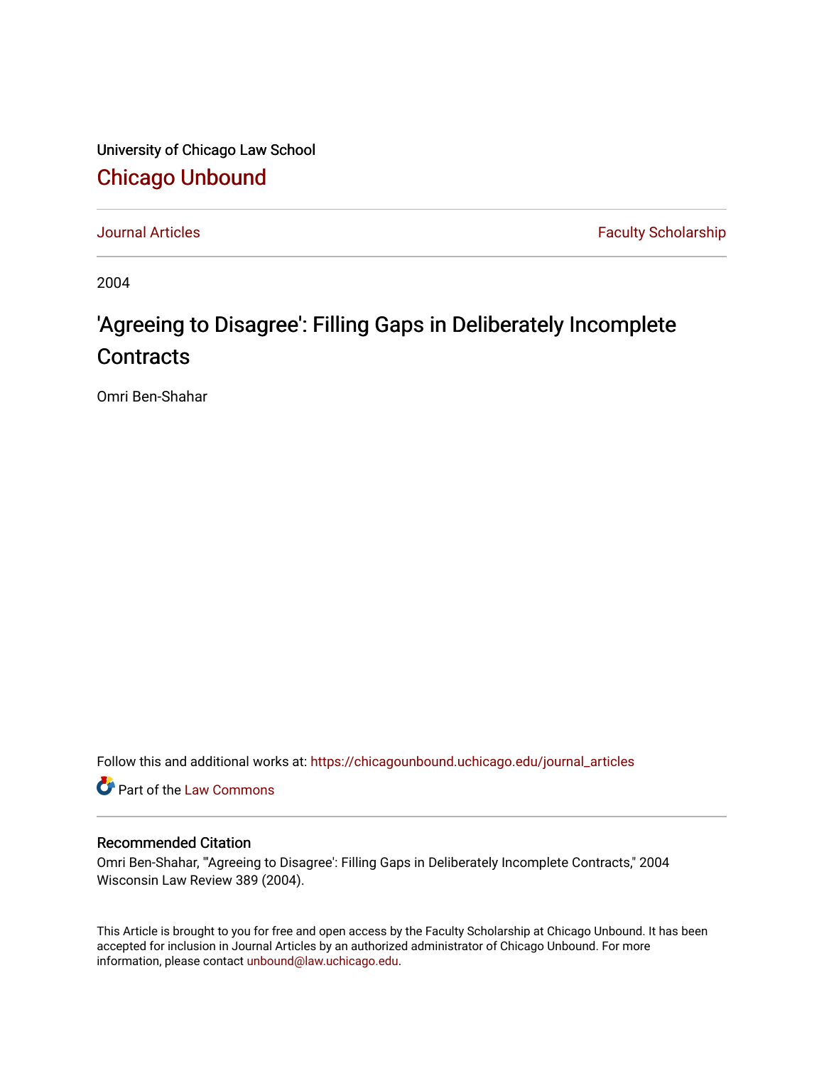University of Chicago Law School

## Chicago Unbound

Journal Articles | Faculty Scholarship

2004

# 'Agreeing to Disagree': Filling Gaps in Deliberately Incomplete Contracts

Omri Ben-Shahar

Follow this and additional works at: https://chicagounbound.uchicago.edu/journal_articles

Part of the Law Commons

### Recommended Citation

Omri Ben-Shahar, "'Agreeing to Disagree': Filling Gaps in Deliberately Incomplete Contracts," 2004 Wisconsin Law Review 389 (2004).

This Article is brought to you for free and open access by the Faculty Scholarship at Chicago Unbound. It has been accepted for inclusion in Journal Articles by an authorized administrator of Chicago Unbound. For more information, please contact unbound@law.uchicago.edu.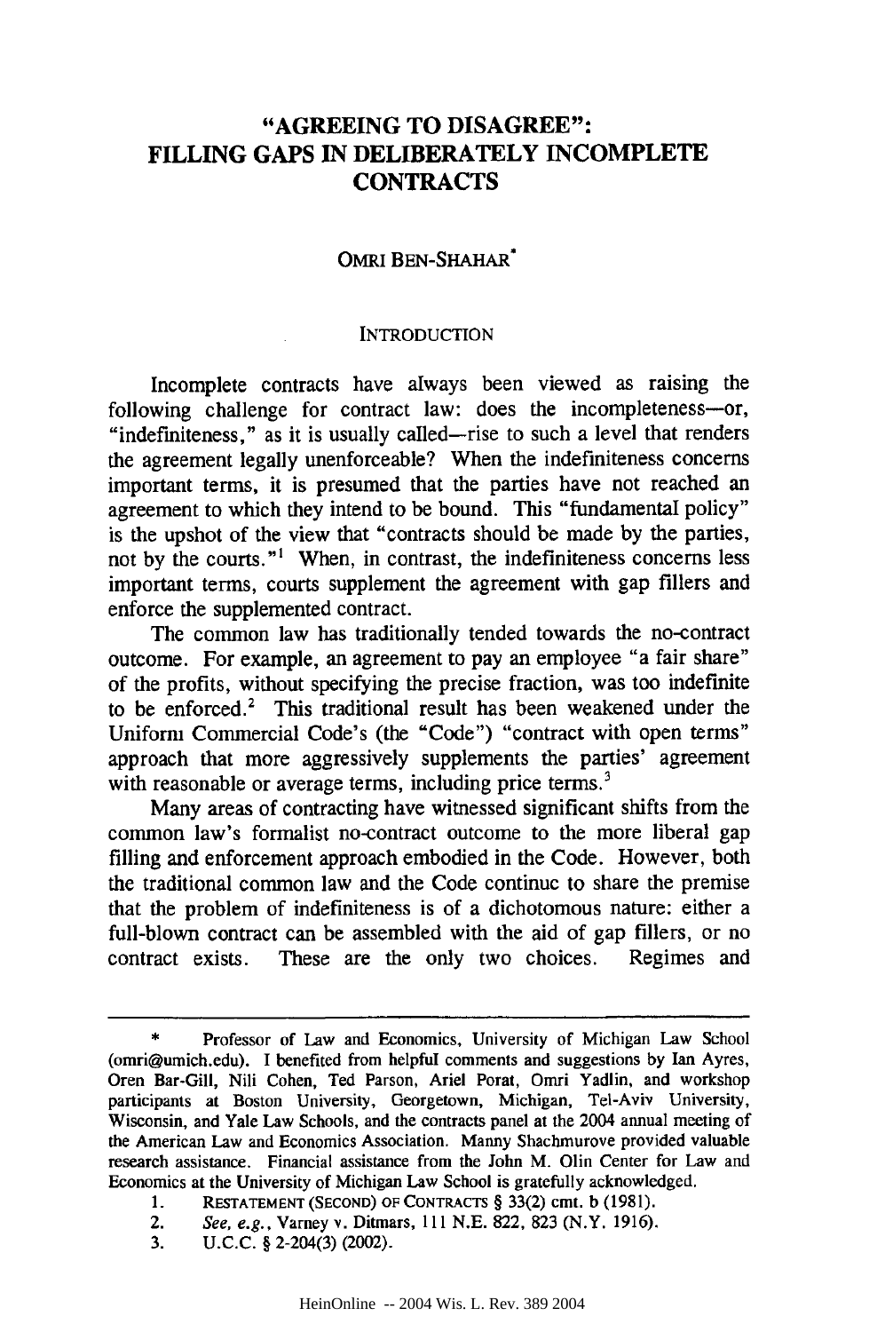# "AGREEING TO DISAGREE": FILLING GAPS IN DELIBERATELY INCOMPLETE CONTRACTS

OMRI BEN-SHAHAR*

## INTRODUCTION

Incomplete contracts have always been viewed as raising the following challenge for contract law: does the incompleteness—or, "indefiniteness," as it is usually called—rise to such a level that renders the agreement legally unenforceable? When the indefiniteness concerns important terms, it is presumed that the parties have not reached an agreement to which they intend to be bound. This "fundamental policy" is the upshot of the view that "contracts should be made by the parties, not by the courts."[1] When, in contrast, the indefiniteness concerns less important terms, courts supplement the agreement with gap fillers and enforce the supplemented contract.

The common law has traditionally tended towards the no-contract outcome. For example, an agreement to pay an employee "a fair share" of the profits, without specifying the precise fraction, was too indefinite to be enforced.[2] This traditional result has been weakened under the Uniform Commercial Code's (the "Code") "contract with open terms" approach that more aggressively supplements the parties' agreement with reasonable or average terms, including price terms.[3]

Many areas of contracting have witnessed significant shifts from the common law's formalist no-contract outcome to the more liberal gap filling and enforcement approach embodied in the Code. However, both the traditional common law and the Code continue to share the premise that the problem of indefiniteness is of a dichotomous nature: either a full-blown contract can be assembled with the aid of gap fillers, or no contract exists. These are the only two choices. Regimes and

---

\* Professor of Law and Economics, University of Michigan Law School (omri@umich.edu). I benefited from helpful comments and suggestions by Ian Ayres, Oren Bar-Gill, Nili Cohen, Ted Parson, Ariel Porat, Omri Yadlin, and workshop participants at Boston University, Georgetown, Michigan, Tel-Aviv University, Wisconsin, and Yale Law Schools, and the contracts panel at the 2004 annual meeting of the American Law and Economics Association. Manny Shachmurove provided valuable research assistance. Financial assistance from the John M. Olin Center for Law and Economics at the University of Michigan Law School is gratefully acknowledged.

1. RESTATEMENT (SECOND) OF CONTRACTS § 33(2) cmt. b (1981).
2. *See, e.g.*, Varney v. Ditmars, 111 N.E. 822, 823 (N.Y. 1916).
3. U.C.C. § 2-204(3) (2002).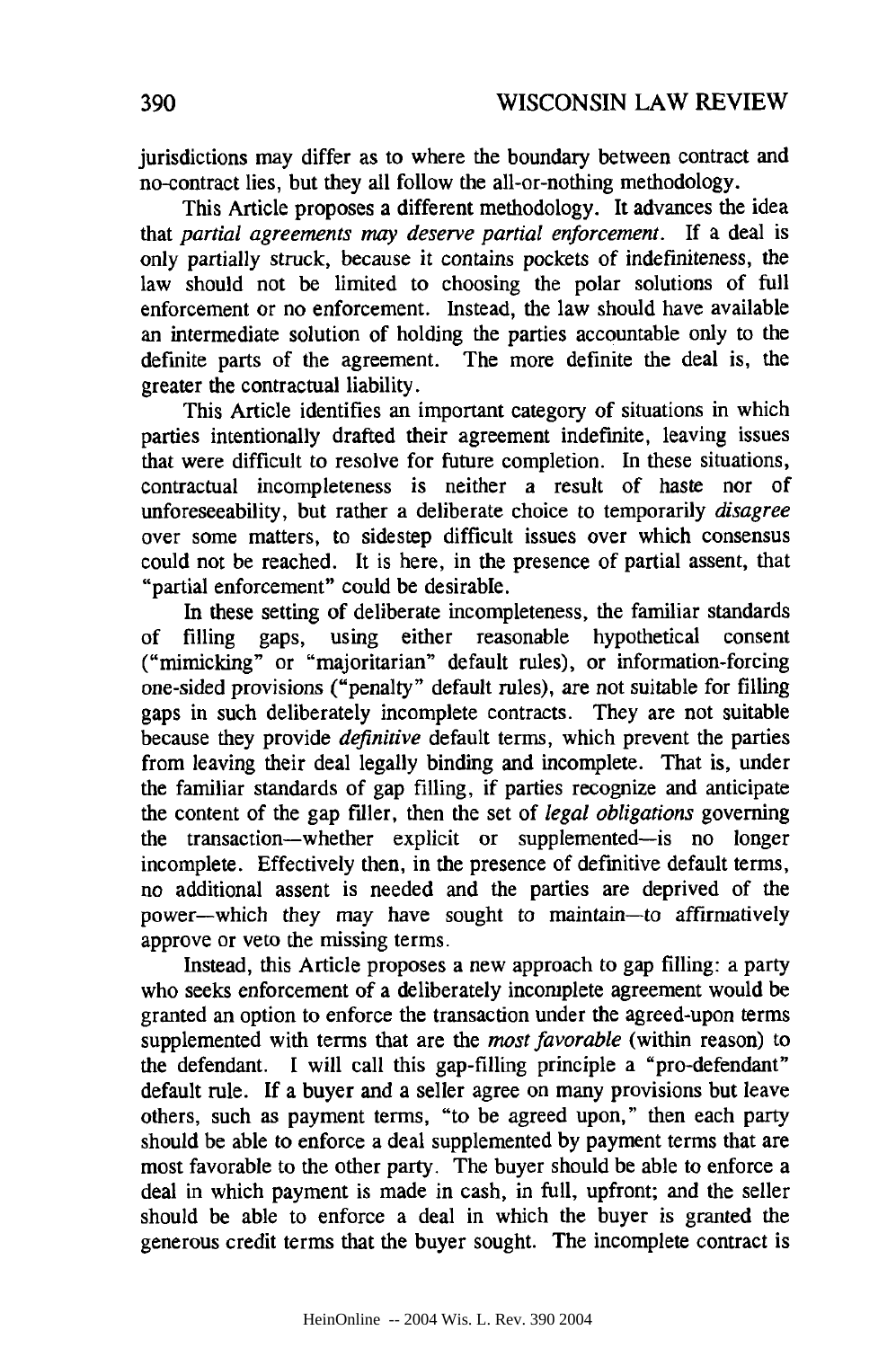jurisdictions may differ as to where the boundary between contract and no-contract lies, but they all follow the all-or-nothing methodology.

This Article proposes a different methodology. It advances the idea that *partial agreements may deserve partial enforcement*. If a deal is only partially struck, because it contains pockets of indefiniteness, the law should not be limited to choosing the polar solutions of full enforcement or no enforcement. Instead, the law should have available an intermediate solution of holding the parties accountable only to the definite parts of the agreement. The more definite the deal is, the greater the contractual liability.

This Article identifies an important category of situations in which parties intentionally drafted their agreement indefinite, leaving issues that were difficult to resolve for future completion. In these situations, contractual incompleteness is neither a result of haste nor of unforeseeability, but rather a deliberate choice to temporarily *disagree* over some matters, to sidestep difficult issues over which consensus could not be reached. It is here, in the presence of partial assent, that "partial enforcement" could be desirable.

In these setting of deliberate incompleteness, the familiar standards of filling gaps, using either reasonable hypothetical consent ("mimicking" or "majoritarian" default rules), or information-forcing one-sided provisions ("penalty" default rules), are not suitable for filling gaps in such deliberately incomplete contracts. They are not suitable because they provide *definitive* default terms, which prevent the parties from leaving their deal legally binding and incomplete. That is, under the familiar standards of gap filling, if parties recognize and anticipate the content of the gap filler, then the set of *legal obligations* governing the transaction—whether explicit or supplemented—is no longer incomplete. Effectively then, in the presence of definitive default terms, no additional assent is needed and the parties are deprived of the power—which they may have sought to maintain—to affirmatively approve or veto the missing terms.

Instead, this Article proposes a new approach to gap filling: a party who seeks enforcement of a deliberately incomplete agreement would be granted an option to enforce the transaction under the agreed-upon terms supplemented with terms that are the *most favorable* (within reason) to the defendant. I will call this gap-filling principle a "pro-defendant" default rule. If a buyer and a seller agree on many provisions but leave others, such as payment terms, "to be agreed upon," then each party should be able to enforce a deal supplemented by payment terms that are most favorable to the other party. The buyer should be able to enforce a deal in which payment is made in cash, in full, upfront; and the seller should be able to enforce a deal in which the buyer is granted the generous credit terms that the buyer sought. The incomplete contract is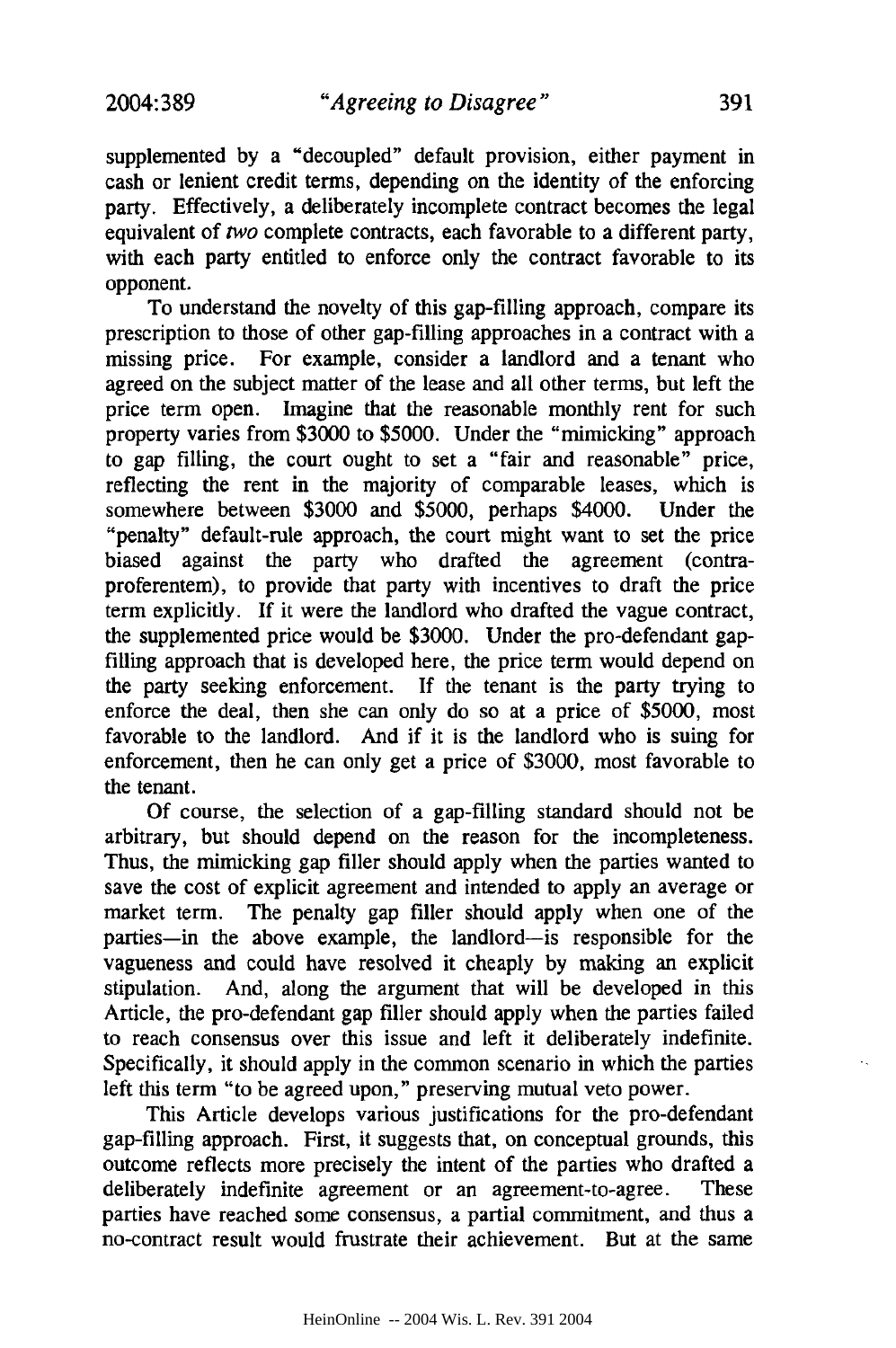supplemented by a "decoupled" default provision, either payment in cash or lenient credit terms, depending on the identity of the enforcing party. Effectively, a deliberately incomplete contract becomes the legal equivalent of *two* complete contracts, each favorable to a different party, with each party entitled to enforce only the contract favorable to its opponent.

To understand the novelty of this gap-filling approach, compare its prescription to those of other gap-filling approaches in a contract with a missing price. For example, consider a landlord and a tenant who agreed on the subject matter of the lease and all other terms, but left the price term open. Imagine that the reasonable monthly rent for such property varies from $3000 to $5000. Under the "mimicking" approach to gap filling, the court ought to set a "fair and reasonable" price, reflecting the rent in the majority of comparable leases, which is somewhere between $3000 and $5000, perhaps $4000. Under the "penalty" default-rule approach, the court might want to set the price biased against the party who drafted the agreement (contra-proferentem), to provide that party with incentives to draft the price term explicitly. If it were the landlord who drafted the vague contract, the supplemented price would be $3000. Under the pro-defendant gap-filling approach that is developed here, the price term would depend on the party seeking enforcement. If the tenant is the party trying to enforce the deal, then she can only do so at a price of $5000, most favorable to the landlord. And if it is the landlord who is suing for enforcement, then he can only get a price of $3000, most favorable to the tenant.

Of course, the selection of a gap-filling standard should not be arbitrary, but should depend on the reason for the incompleteness. Thus, the mimicking gap filler should apply when the parties wanted to save the cost of explicit agreement and intended to apply an average or market term. The penalty gap filler should apply when one of the parties—in the above example, the landlord—is responsible for the vagueness and could have resolved it cheaply by making an explicit stipulation. And, along the argument that will be developed in this Article, the pro-defendant gap filler should apply when the parties failed to reach consensus over this issue and left it deliberately indefinite. Specifically, it should apply in the common scenario in which the parties left this term "to be agreed upon," preserving mutual veto power.

This Article develops various justifications for the pro-defendant gap-filling approach. First, it suggests that, on conceptual grounds, this outcome reflects more precisely the intent of the parties who drafted a deliberately indefinite agreement or an agreement-to-agree. These parties have reached some consensus, a partial commitment, and thus a no-contract result would frustrate their achievement. But at the same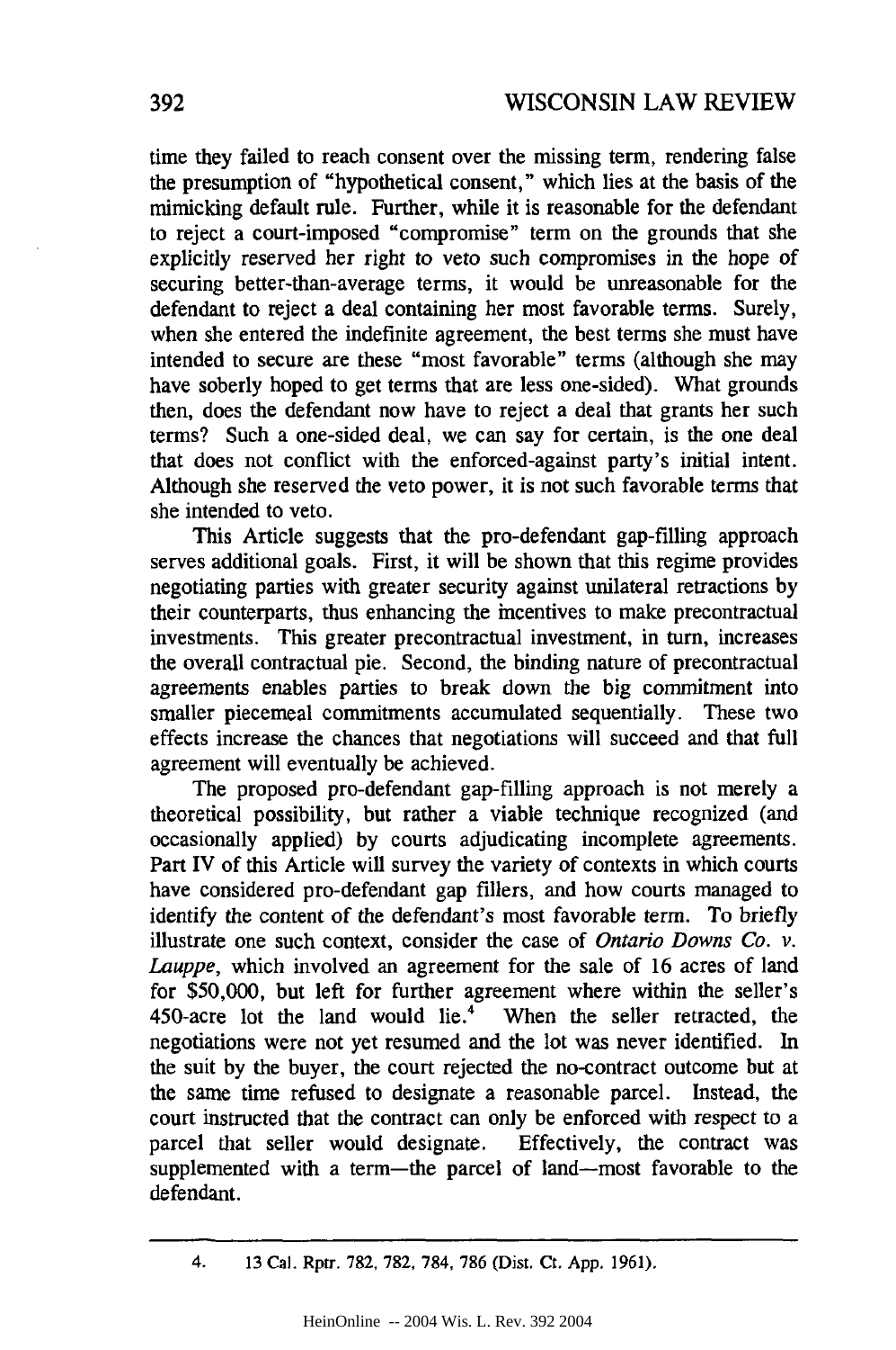time they failed to reach consent over the missing term, rendering false the presumption of "hypothetical consent," which lies at the basis of the mimicking default rule. Further, while it is reasonable for the defendant to reject a court-imposed "compromise" term on the grounds that she explicitly reserved her right to veto such compromises in the hope of securing better-than-average terms, it would be unreasonable for the defendant to reject a deal containing her most favorable terms. Surely, when she entered the indefinite agreement, the best terms she must have intended to secure are these "most favorable" terms (although she may have soberly hoped to get terms that are less one-sided). What grounds then, does the defendant now have to reject a deal that grants her such terms? Such a one-sided deal, we can say for certain, is the one deal that does not conflict with the enforced-against party's initial intent. Although she reserved the veto power, it is not such favorable terms that she intended to veto.

This Article suggests that the pro-defendant gap-filling approach serves additional goals. First, it will be shown that this regime provides negotiating parties with greater security against unilateral retractions by their counterparts, thus enhancing the incentives to make precontractual investments. This greater precontractual investment, in turn, increases the overall contractual pie. Second, the binding nature of precontractual agreements enables parties to break down the big commitment into smaller piecemeal commitments accumulated sequentially. These two effects increase the chances that negotiations will succeed and that full agreement will eventually be achieved.

The proposed pro-defendant gap-filling approach is not merely a theoretical possibility, but rather a viable technique recognized (and occasionally applied) by courts adjudicating incomplete agreements. Part IV of this Article will survey the variety of contexts in which courts have considered pro-defendant gap fillers, and how courts managed to identify the content of the defendant's most favorable term. To briefly illustrate one such context, consider the case of *Ontario Downs Co. v. Lauppe*, which involved an agreement for the sale of 16 acres of land for $50,000, but left for further agreement where within the seller's 450-acre lot the land would lie.[4] When the seller retracted, the negotiations were not yet resumed and the lot was never identified. In the suit by the buyer, the court rejected the no-contract outcome but at the same time refused to designate a reasonable parcel. Instead, the court instructed that the contract can only be enforced with respect to a parcel that seller would designate. Effectively, the contract was supplemented with a term—the parcel of land—most favorable to the defendant.

---

4. 13 Cal. Rptr. 782, 782, 784, 786 (Dist. Ct. App. 1961).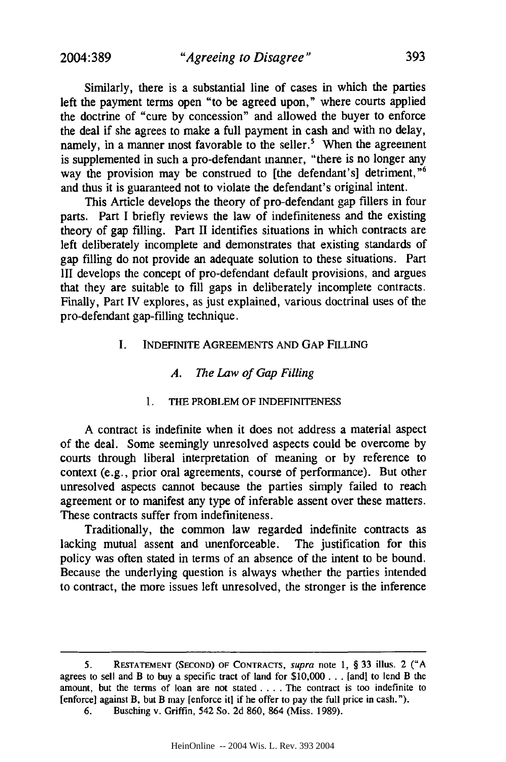Similarly, there is a substantial line of cases in which the parties left the payment terms open "to be agreed upon," where courts applied the doctrine of "cure by concession" and allowed the buyer to enforce the deal if she agrees to make a full payment in cash and with no delay, namely, in a manner most favorable to the seller.[5] When the agreement is supplemented in such a pro-defendant manner, "there is no longer any way the provision may be construed to [the defendant's] detriment,"[6] and thus it is guaranteed not to violate the defendant's original intent.

This Article develops the theory of pro-defendant gap fillers in four parts. Part I briefly reviews the law of indefiniteness and the existing theory of gap filling. Part II identifies situations in which contracts are left deliberately incomplete and demonstrates that existing standards of gap filling do not provide an adequate solution to these situations. Part III develops the concept of pro-defendant default provisions, and argues that they are suitable to fill gaps in deliberately incomplete contracts. Finally, Part IV explores, as just explained, various doctrinal uses of the pro-defendant gap-filling technique.

## I. INDEFINITE AGREEMENTS AND GAP FILLING

### A. *The Law of Gap Filling*

#### 1. THE PROBLEM OF INDEFINITENESS

A contract is indefinite when it does not address a material aspect of the deal. Some seemingly unresolved aspects could be overcome by courts through liberal interpretation of meaning or by reference to context (e.g., prior oral agreements, course of performance). But other unresolved aspects cannot because the parties simply failed to reach agreement or to manifest any type of inferable assent over these matters. These contracts suffer from indefiniteness.

Traditionally, the common law regarded indefinite contracts as lacking mutual assent and unenforceable. The justification for this policy was often stated in terms of an absence of the intent to be bound. Because the underlying question is always whether the parties intended to contract, the more issues left unresolved, the stronger is the inference

---

5. RESTATEMENT (SECOND) OF CONTRACTS, *supra* note 1, § 33 illus. 2 ("A agrees to sell and B to buy a specific tract of land for $10,000 . . . [and] to lend B the amount, but the terms of loan are not stated . . . . The contract is too indefinite to [enforce] against B, but B may [enforce it] if he offer to pay the full price in cash.").

6. Busching v. Griffin, 542 So. 2d 860, 864 (Miss. 1989).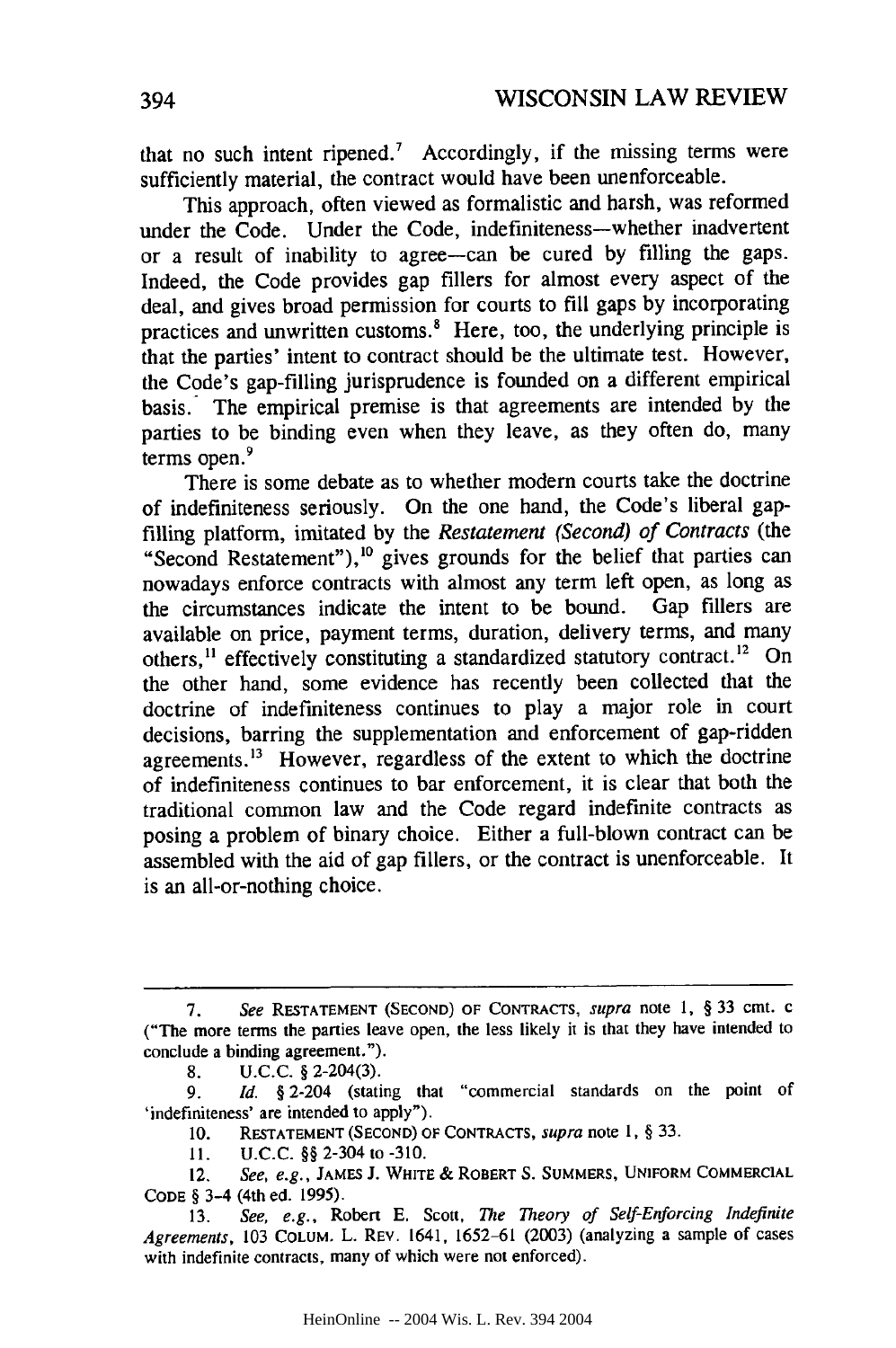that no such intent ripened.[7] Accordingly, if the missing terms were sufficiently material, the contract would have been unenforceable.

This approach, often viewed as formalistic and harsh, was reformed under the Code. Under the Code, indefiniteness—whether inadvertent or a result of inability to agree—can be cured by filling the gaps. Indeed, the Code provides gap fillers for almost every aspect of the deal, and gives broad permission for courts to fill gaps by incorporating practices and unwritten customs.[8] Here, too, the underlying principle is that the parties' intent to contract should be the ultimate test. However, the Code's gap-filling jurisprudence is founded on a different empirical basis. The empirical premise is that agreements are intended by the parties to be binding even when they leave, as they often do, many terms open.[9]

There is some debate as to whether modern courts take the doctrine of indefiniteness seriously. On the one hand, the Code's liberal gap-filling platform, imitated by the *Restatement (Second) of Contracts* (the "Second Restatement"),[10] gives grounds for the belief that parties can nowadays enforce contracts with almost any term left open, as long as the circumstances indicate the intent to be bound. Gap fillers are available on price, payment terms, duration, delivery terms, and many others,[11] effectively constituting a standardized statutory contract.[12] On the other hand, some evidence has recently been collected that the doctrine of indefiniteness continues to play a major role in court decisions, barring the supplementation and enforcement of gap-ridden agreements.[13] However, regardless of the extent to which the doctrine of indefiniteness continues to bar enforcement, it is clear that both the traditional common law and the Code regard indefinite contracts as posing a problem of binary choice. Either a full-blown contract can be assembled with the aid of gap fillers, or the contract is unenforceable. It is an all-or-nothing choice.

---

7. *See* RESTATEMENT (SECOND) OF CONTRACTS, *supra* note 1, § 33 cmt. c ("The more terms the parties leave open, the less likely it is that they have intended to conclude a binding agreement.").

8. U.C.C. § 2-204(3).

9. *Id.* § 2-204 (stating that "commercial standards on the point of 'indefiniteness' are intended to apply").

10. RESTATEMENT (SECOND) OF CONTRACTS, *supra* note 1, § 33.

11. U.C.C. §§ 2-304 to -310.

12. *See, e.g.*, JAMES J. WHITE & ROBERT S. SUMMERS, UNIFORM COMMERCIAL CODE § 3-4 (4th ed. 1995).

13. *See, e.g.*, Robert E. Scott, *The Theory of Self-Enforcing Indefinite Agreements*, 103 COLUM. L. REV. 1641, 1652–61 (2003) (analyzing a sample of cases with indefinite contracts, many of which were not enforced).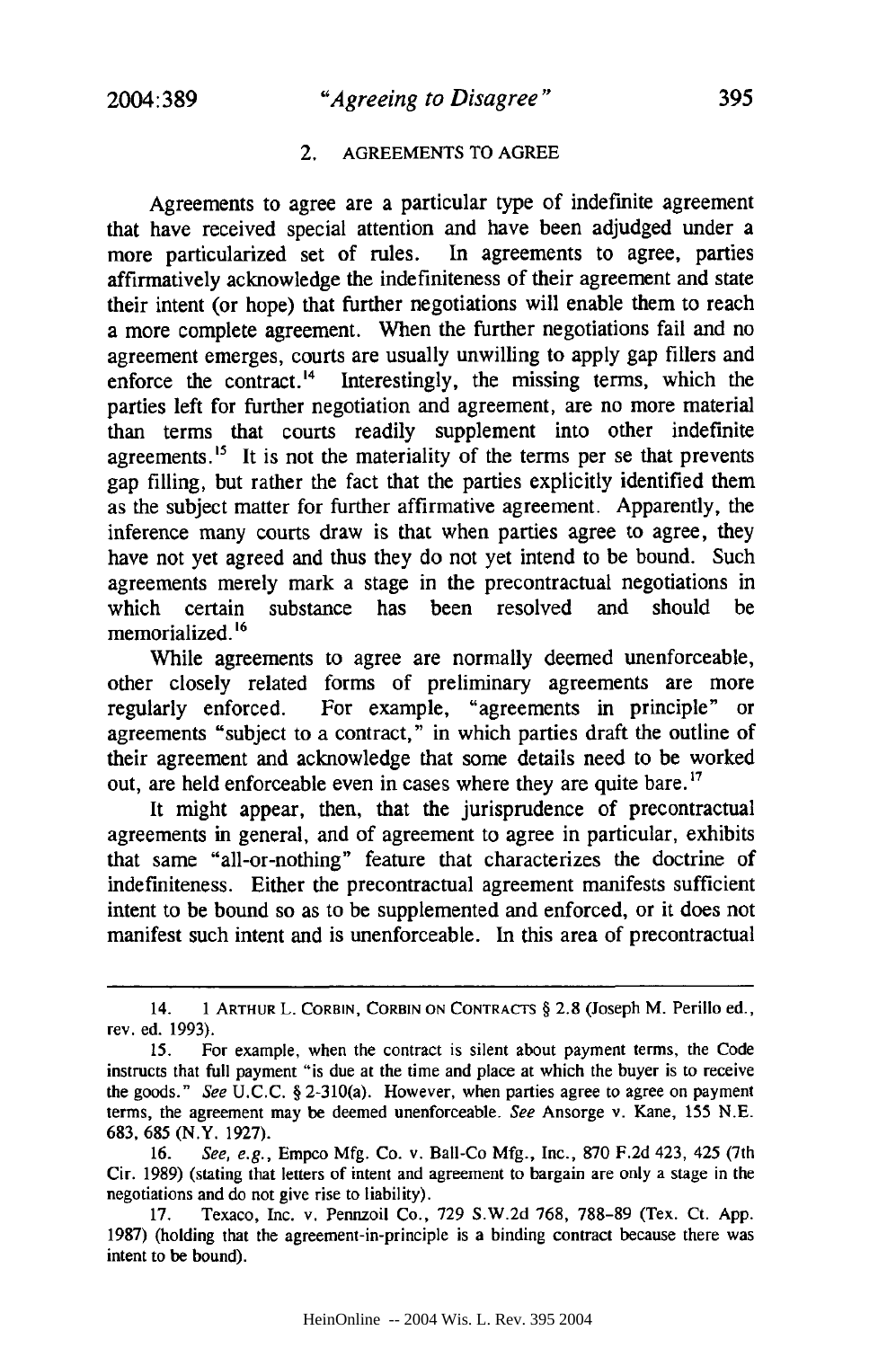### 2. AGREEMENTS TO AGREE

Agreements to agree are a particular type of indefinite agreement that have received special attention and have been adjudged under a more particularized set of rules. In agreements to agree, parties affirmatively acknowledge the indefiniteness of their agreement and state their intent (or hope) that further negotiations will enable them to reach a more complete agreement. When the further negotiations fail and no agreement emerges, courts are usually unwilling to apply gap fillers and enforce the contract.[14] Interestingly, the missing terms, which the parties left for further negotiation and agreement, are no more material than terms that courts readily supplement into other indefinite agreements.[15] It is not the materiality of the terms per se that prevents gap filling, but rather the fact that the parties explicitly identified them as the subject matter for further affirmative agreement. Apparently, the inference many courts draw is that when parties agree to agree, they have not yet agreed and thus they do not yet intend to be bound. Such agreements merely mark a stage in the precontractual negotiations in which certain substance has been resolved and should be memorialized.[16]

While agreements to agree are normally deemed unenforceable, other closely related forms of preliminary agreements are more regularly enforced. For example, "agreements in principle" or agreements "subject to a contract," in which parties draft the outline of their agreement and acknowledge that some details need to be worked out, are held enforceable even in cases where they are quite bare.[17]

It might appear, then, that the jurisprudence of precontractual agreements in general, and of agreement to agree in particular, exhibits that same "all-or-nothing" feature that characterizes the doctrine of indefiniteness. Either the precontractual agreement manifests sufficient intent to be bound so as to be supplemented and enforced, or it does not manifest such intent and is unenforceable. In this area of precontractual

---

14. 1 ARTHUR L. CORBIN, CORBIN ON CONTRACTS § 2.8 (Joseph M. Perillo ed., rev. ed. 1993).

15. For example, when the contract is silent about payment terms, the Code instructs that full payment "is due at the time and place at which the buyer is to receive the goods." *See* U.C.C. § 2-310(a). However, when parties agree to agree on payment terms, the agreement may be deemed unenforceable. *See* Ansorge v. Kane, 155 N.E. 683, 685 (N.Y. 1927).

16. *See, e.g.*, Empco Mfg. Co. v. Ball-Co Mfg., Inc., 870 F.2d 423, 425 (7th Cir. 1989) (stating that letters of intent and agreement to bargain are only a stage in the negotiations and do not give rise to liability).

17. Texaco, Inc. v. Pennzoil Co., 729 S.W.2d 768, 788-89 (Tex. Ct. App. 1987) (holding that the agreement-in-principle is a binding contract because there was intent to be bound).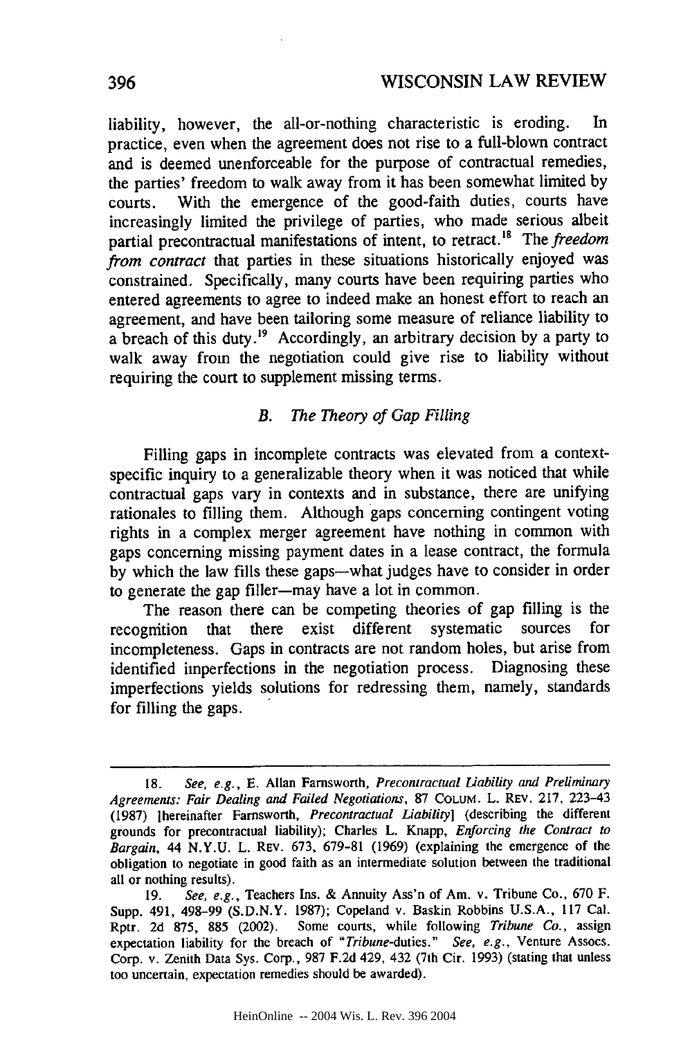liability, however, the all-or-nothing characteristic is eroding. In practice, even when the agreement does not rise to a full-blown contract and is deemed unenforceable for the purpose of contractual remedies, the parties' freedom to walk away from it has been somewhat limited by courts. With the emergence of the good-faith duties, courts have increasingly limited the privilege of parties, who made serious albeit partial precontractual manifestations of intent, to retract.[18] The *freedom from contract* that parties in these situations historically enjoyed was constrained. Specifically, many courts have been requiring parties who entered agreements to agree to indeed make an honest effort to reach an agreement, and have been tailoring some measure of reliance liability to a breach of this duty.[19] Accordingly, an arbitrary decision by a party to walk away from the negotiation could give rise to liability without requiring the court to supplement missing terms.

### *B. The Theory of Gap Filling*

Filling gaps in incomplete contracts was elevated from a context-specific inquiry to a generalizable theory when it was noticed that while contractual gaps vary in contexts and in substance, there are unifying rationales to filling them. Although gaps concerning contingent voting rights in a complex merger agreement have nothing in common with gaps concerning missing payment dates in a lease contract, the formula by which the law fills these gaps—what judges have to consider in order to generate the gap filler—may have a lot in common.

The reason there can be competing theories of gap filling is the recognition that there exist different systematic sources for incompleteness. Gaps in contracts are not random holes, but arise from identified imperfections in the negotiation process. Diagnosing these imperfections yields solutions for redressing them, namely, standards for filling the gaps.

---

18. *See, e.g.*, E. Allan Farnsworth, *Precontractual Liability and Preliminary Agreements: Fair Dealing and Failed Negotiations*, 87 COLUM. L. REV. 217, 223-43 (1987) [hereinafter Farnsworth, *Precontractual Liability*] (describing the different grounds for precontractual liability); Charles L. Knapp, *Enforcing the Contract to Bargain*, 44 N.Y.U. L. REV. 673, 679-81 (1969) (explaining the emergence of the obligation to negotiate in good faith as an intermediate solution between the traditional all or nothing results).

19. *See, e.g.*, Teachers Ins. & Annuity Ass'n of Am. v. Tribune Co., 670 F. Supp. 491, 498-99 (S.D.N.Y. 1987); Copeland v. Baskin Robbins U.S.A., 117 Cal. Rptr. 2d 875, 885 (2002). Some courts, while following *Tribune Co.*, assign expectation liability for the breach of "*Tribune*-duties." *See, e.g.*, Venture Assocs. Corp. v. Zenith Data Sys. Corp., 987 F.2d 429, 432 (7th Cir. 1993) (stating that unless too uncertain, expectation remedies should be awarded).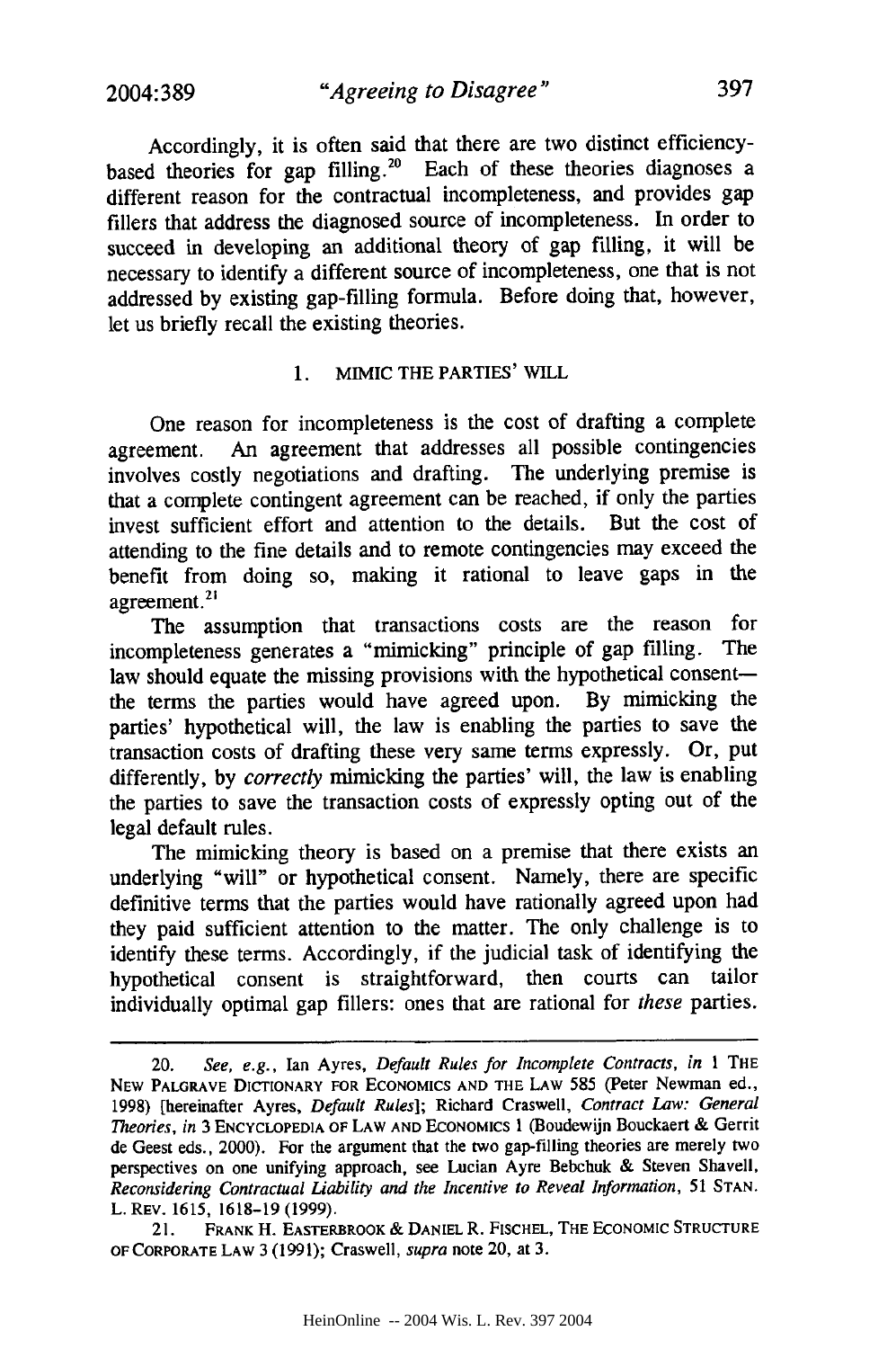Accordingly, it is often said that there are two distinct efficiency-based theories for gap filling.[20] Each of these theories diagnoses a different reason for the contractual incompleteness, and provides gap fillers that address the diagnosed source of incompleteness. In order to succeed in developing an additional theory of gap filling, it will be necessary to identify a different source of incompleteness, one that is not addressed by existing gap-filling formula. Before doing that, however, let us briefly recall the existing theories.

### 1. MIMIC THE PARTIES' WILL

One reason for incompleteness is the cost of drafting a complete agreement. An agreement that addresses all possible contingencies involves costly negotiations and drafting. The underlying premise is that a complete contingent agreement can be reached, if only the parties invest sufficient effort and attention to the details. But the cost of attending to the fine details and to remote contingencies may exceed the benefit from doing so, making it rational to leave gaps in the agreement.[21]

The assumption that transactions costs are the reason for incompleteness generates a "mimicking" principle of gap filling. The law should equate the missing provisions with the hypothetical consent—the terms the parties would have agreed upon. By mimicking the parties' hypothetical will, the law is enabling the parties to save the transaction costs of drafting these very same terms expressly. Or, put differently, by *correctly* mimicking the parties' will, the law is enabling the parties to save the transaction costs of expressly opting out of the legal default rules.

The mimicking theory is based on a premise that there exists an underlying "will" or hypothetical consent. Namely, there are specific definitive terms that the parties would have rationally agreed upon had they paid sufficient attention to the matter. The only challenge is to identify these terms. Accordingly, if the judicial task of identifying the hypothetical consent is straightforward, then courts can tailor individually optimal gap fillers: ones that are rational for *these* parties.

---

20. *See, e.g.*, Ian Ayres, *Default Rules for Incomplete Contracts*, *in* 1 THE NEW PALGRAVE DICTIONARY FOR ECONOMICS AND THE LAW 585 (Peter Newman ed., 1998) [hereinafter Ayres, *Default Rules*]; Richard Craswell, *Contract Law: General Theories*, *in* 3 ENCYCLOPEDIA OF LAW AND ECONOMICS 1 (Boudewijn Bouckaert & Gerrit de Geest eds., 2000). For the argument that the two gap-filling theories are merely two perspectives on one unifying approach, see Lucian Ayre Bebchuk & Steven Shavell, *Reconsidering Contractual Liability and the Incentive to Reveal Information*, 51 STAN. L. REV. 1615, 1618–19 (1999).

21. FRANK H. EASTERBROOK & DANIEL R. FISCHEL, THE ECONOMIC STRUCTURE OF CORPORATE LAW 3 (1991); Craswell, *supra* note 20, at 3.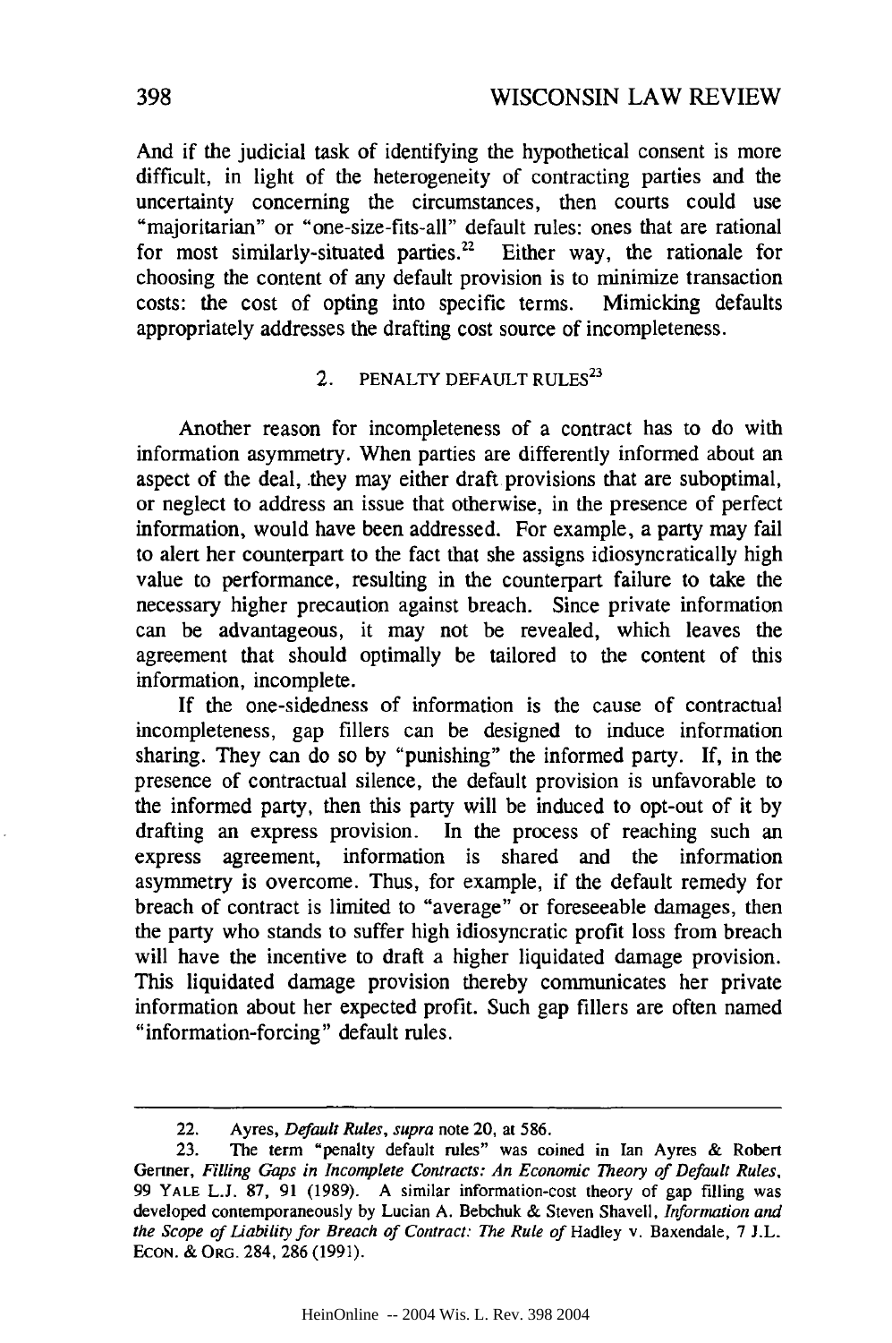And if the judicial task of identifying the hypothetical consent is more difficult, in light of the heterogeneity of contracting parties and the uncertainty concerning the circumstances, then courts could use "majoritarian" or "one-size-fits-all" default rules: ones that are rational for most similarly-situated parties.[22] Either way, the rationale for choosing the content of any default provision is to minimize transaction costs: the cost of opting into specific terms. Mimicking defaults appropriately addresses the drafting cost source of incompleteness.

### 2. PENALTY DEFAULT RULES[23]

Another reason for incompleteness of a contract has to do with information asymmetry. When parties are differently informed about an aspect of the deal, they may either draft provisions that are suboptimal, or neglect to address an issue that otherwise, in the presence of perfect information, would have been addressed. For example, a party may fail to alert her counterpart to the fact that she assigns idiosyncratically high value to performance, resulting in the counterpart failure to take the necessary higher precaution against breach. Since private information can be advantageous, it may not be revealed, which leaves the agreement that should optimally be tailored to the content of this information, incomplete.

If the one-sidedness of information is the cause of contractual incompleteness, gap fillers can be designed to induce information sharing. They can do so by "punishing" the informed party. If, in the presence of contractual silence, the default provision is unfavorable to the informed party, then this party will be induced to opt-out of it by drafting an express provision. In the process of reaching such an express agreement, information is shared and the information asymmetry is overcome. Thus, for example, if the default remedy for breach of contract is limited to "average" or foreseeable damages, then the party who stands to suffer high idiosyncratic profit loss from breach will have the incentive to draft a higher liquidated damage provision. This liquidated damage provision thereby communicates her private information about her expected profit. Such gap fillers are often named "information-forcing" default rules.

---

22. Ayres, *Default Rules*, *supra* note 20, at 586.

23. The term "penalty default rules" was coined in Ian Ayres & Robert Gertner, *Filling Gaps in Incomplete Contracts: An Economic Theory of Default Rules*, 99 YALE L.J. 87, 91 (1989). A similar information-cost theory of gap filling was developed contemporaneously by Lucian A. Bebchuk & Steven Shavell, *Information and the Scope of Liability for Breach of Contract: The Rule of* Hadley v. Baxendale, 7 J.L. ECON. & ORG. 284, 286 (1991).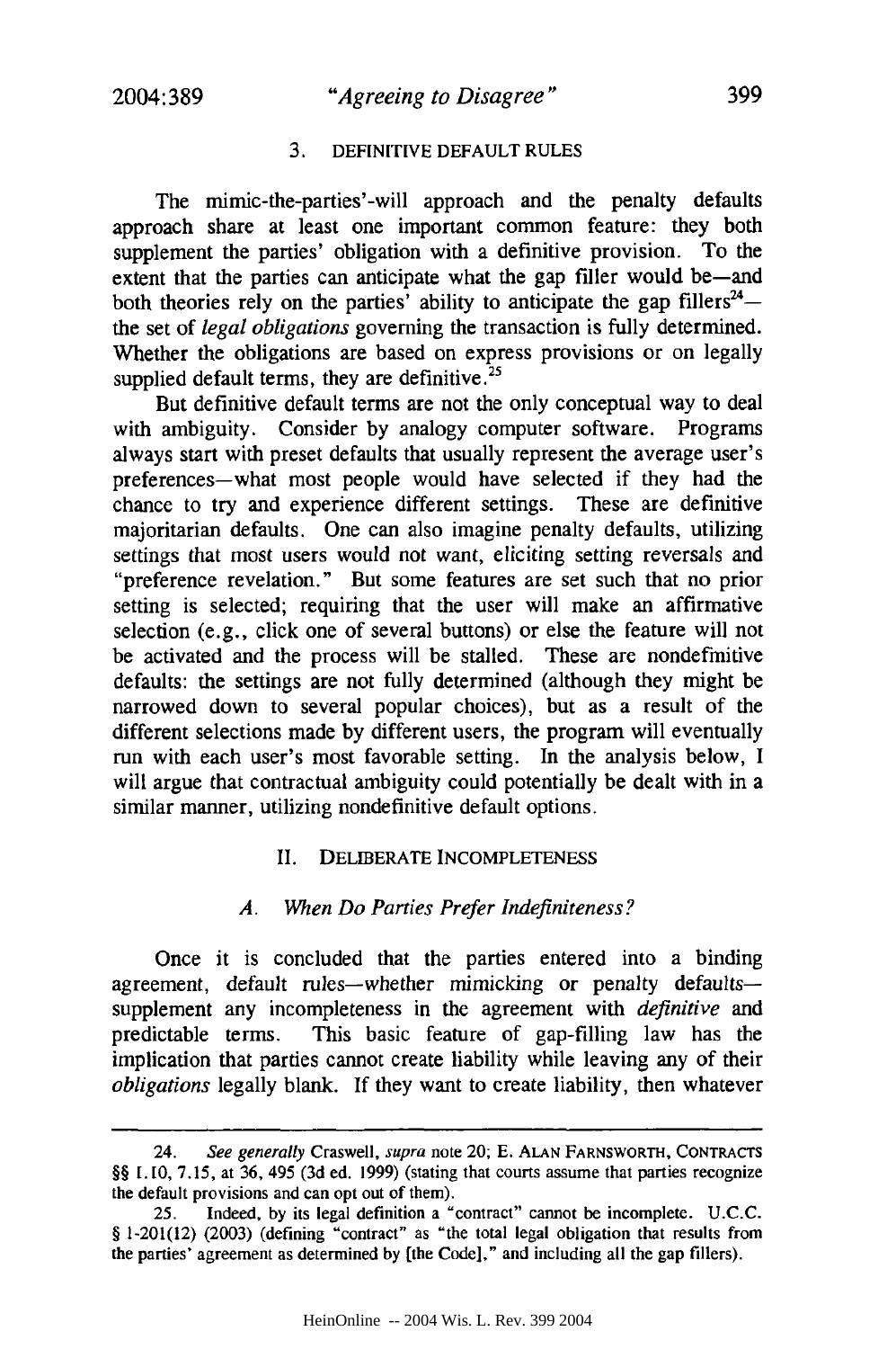### 3. DEFINITIVE DEFAULT RULES

The mimic-the-parties'-will approach and the penalty defaults approach share at least one important common feature: they both supplement the parties' obligation with a definitive provision. To the extent that the parties can anticipate what the gap filler would be—and both theories rely on the parties' ability to anticipate the gap fillers[24]—the set of *legal obligations* governing the transaction is fully determined. Whether the obligations are based on express provisions or on legally supplied default terms, they are definitive.[25]

But definitive default terms are not the only conceptual way to deal with ambiguity. Consider by analogy computer software. Programs always start with preset defaults that usually represent the average user's preferences—what most people would have selected if they had the chance to try and experience different settings. These are definitive majoritarian defaults. One can also imagine penalty defaults, utilizing settings that most users would not want, eliciting setting reversals and "preference revelation." But some features are set such that no prior setting is selected; requiring that the user will make an affirmative selection (e.g., click one of several buttons) or else the feature will not be activated and the process will be stalled. These are nondefinitive defaults: the settings are not fully determined (although they might be narrowed down to several popular choices), but as a result of the different selections made by different users, the program will eventually run with each user's most favorable setting. In the analysis below, I will argue that contractual ambiguity could potentially be dealt with in a similar manner, utilizing nondefinitive default options.

## II. DELIBERATE INCOMPLETENESS

### *A. When Do Parties Prefer Indefiniteness?*

Once it is concluded that the parties entered into a binding agreement, default rules—whether mimicking or penalty defaults—supplement any incompleteness in the agreement with *definitive* and predictable terms. This basic feature of gap-filling law has the implication that parties cannot create liability while leaving any of their *obligations* legally blank. If they want to create liability, then whatever

---

24. *See generally* Craswell, *supra* note 20; E. ALAN FARNSWORTH, CONTRACTS §§ 1.10, 7.15, at 36, 495 (3d ed. 1999) (stating that courts assume that parties recognize the default provisions and can opt out of them).

25. Indeed, by its legal definition a "contract" cannot be incomplete. U.C.C. § 1-201(12) (2003) (defining "contract" as "the total legal obligation that results from the parties' agreement as determined by [the Code]," and including all the gap fillers).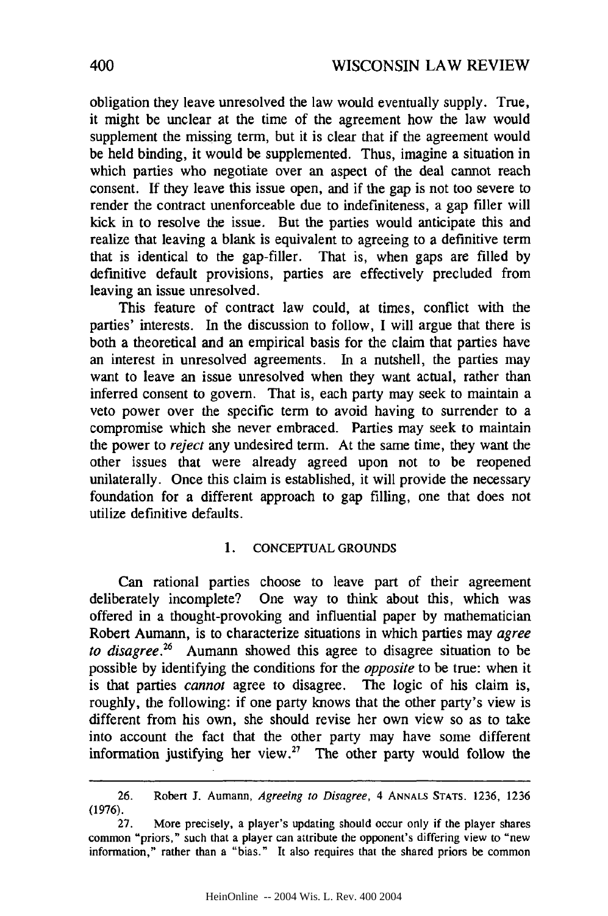obligation they leave unresolved the law would eventually supply. True, it might be unclear at the time of the agreement how the law would supplement the missing term, but it is clear that if the agreement would be held binding, it would be supplemented. Thus, imagine a situation in which parties who negotiate over an aspect of the deal cannot reach consent. If they leave this issue open, and if the gap is not too severe to render the contract unenforceable due to indefiniteness, a gap filler will kick in to resolve the issue. But the parties would anticipate this and realize that leaving a blank is equivalent to agreeing to a definitive term that is identical to the gap-filler. That is, when gaps are filled by definitive default provisions, parties are effectively precluded from leaving an issue unresolved.

This feature of contract law could, at times, conflict with the parties' interests. In the discussion to follow, I will argue that there is both a theoretical and an empirical basis for the claim that parties have an interest in unresolved agreements. In a nutshell, the parties may want to leave an issue unresolved when they want actual, rather than inferred consent to govern. That is, each party may seek to maintain a veto power over the specific term to avoid having to surrender to a compromise which she never embraced. Parties may seek to maintain the power to *reject* any undesired term. At the same time, they want the other issues that were already agreed upon not to be reopened unilaterally. Once this claim is established, it will provide the necessary foundation for a different approach to gap filling, one that does not utilize definitive defaults.

#### 1. CONCEPTUAL GROUNDS

Can rational parties choose to leave part of their agreement deliberately incomplete? One way to think about this, which was offered in a thought-provoking and influential paper by mathematician Robert Aumann, is to characterize situations in which parties may *agree to disagree*.[26] Aumann showed this agree to disagree situation to be possible by identifying the conditions for the *opposite* to be true: when it is that parties *cannot* agree to disagree. The logic of his claim is, roughly, the following: if one party knows that the other party's view is different from his own, she should revise her own view so as to take into account the fact that the other party may have some different information justifying her view.[27] The other party would follow the

---

26. Robert J. Aumann, *Agreeing to Disagree*, 4 ANNALS STATS. 1236, 1236 (1976).

27. More precisely, a player's updating should occur only if the player shares common "priors," such that a player can attribute the opponent's differing view to "new information," rather than a "bias." It also requires that the shared priors be common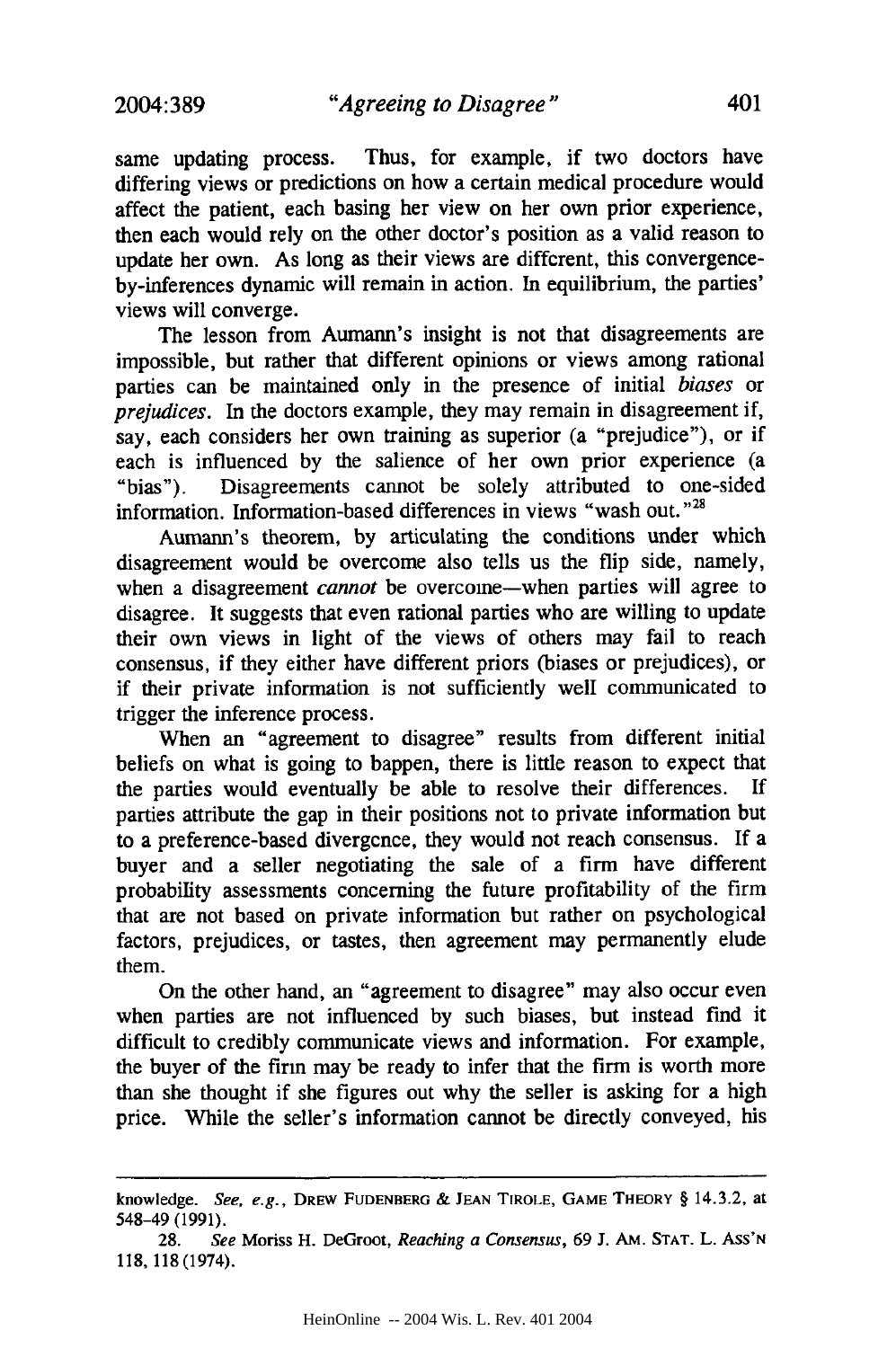same updating process. Thus, for example, if two doctors have differing views or predictions on how a certain medical procedure would affect the patient, each basing her view on her own prior experience, then each would rely on the other doctor's position as a valid reason to update her own. As long as their views are different, this convergence-by-inferences dynamic will remain in action. In equilibrium, the parties' views will converge.

The lesson from Aumann's insight is not that disagreements are impossible, but rather that different opinions or views among rational parties can be maintained only in the presence of initial *biases* or *prejudices*. In the doctors example, they may remain in disagreement if, say, each considers her own training as superior (a "prejudice"), or if each is influenced by the salience of her own prior experience (a "bias"). Disagreements cannot be solely attributed to one-sided information. Information-based differences in views "wash out."[28]

Aumann's theorem, by articulating the conditions under which disagreement would be overcome also tells us the flip side, namely, when a disagreement *cannot* be overcome—when parties will agree to disagree. It suggests that even rational parties who are willing to update their own views in light of the views of others may fail to reach consensus, if they either have different priors (biases or prejudices), or if their private information is not sufficiently well communicated to trigger the inference process.

When an "agreement to disagree" results from different initial beliefs on what is going to happen, there is little reason to expect that the parties would eventually be able to resolve their differences. If parties attribute the gap in their positions not to private information but to a preference-based divergence, they would not reach consensus. If a buyer and a seller negotiating the sale of a firm have different probability assessments concerning the future profitability of the firm that are not based on private information but rather on psychological factors, prejudices, or tastes, then agreement may permanently elude them.

On the other hand, an "agreement to disagree" may also occur even when parties are not influenced by such biases, but instead find it difficult to credibly communicate views and information. For example, the buyer of the firm may be ready to infer that the firm is worth more than she thought if she figures out why the seller is asking for a high price. While the seller's information cannot be directly conveyed, his

---

knowledge. *See, e.g.*, DREW FUDENBERG & JEAN TIROLE, GAME THEORY § 14.3.2, at 548-49 (1991).

28. *See* Moriss H. DeGroot, *Reaching a Consensus*, 69 J. AM. STAT. L. ASS'N 118, 118 (1974).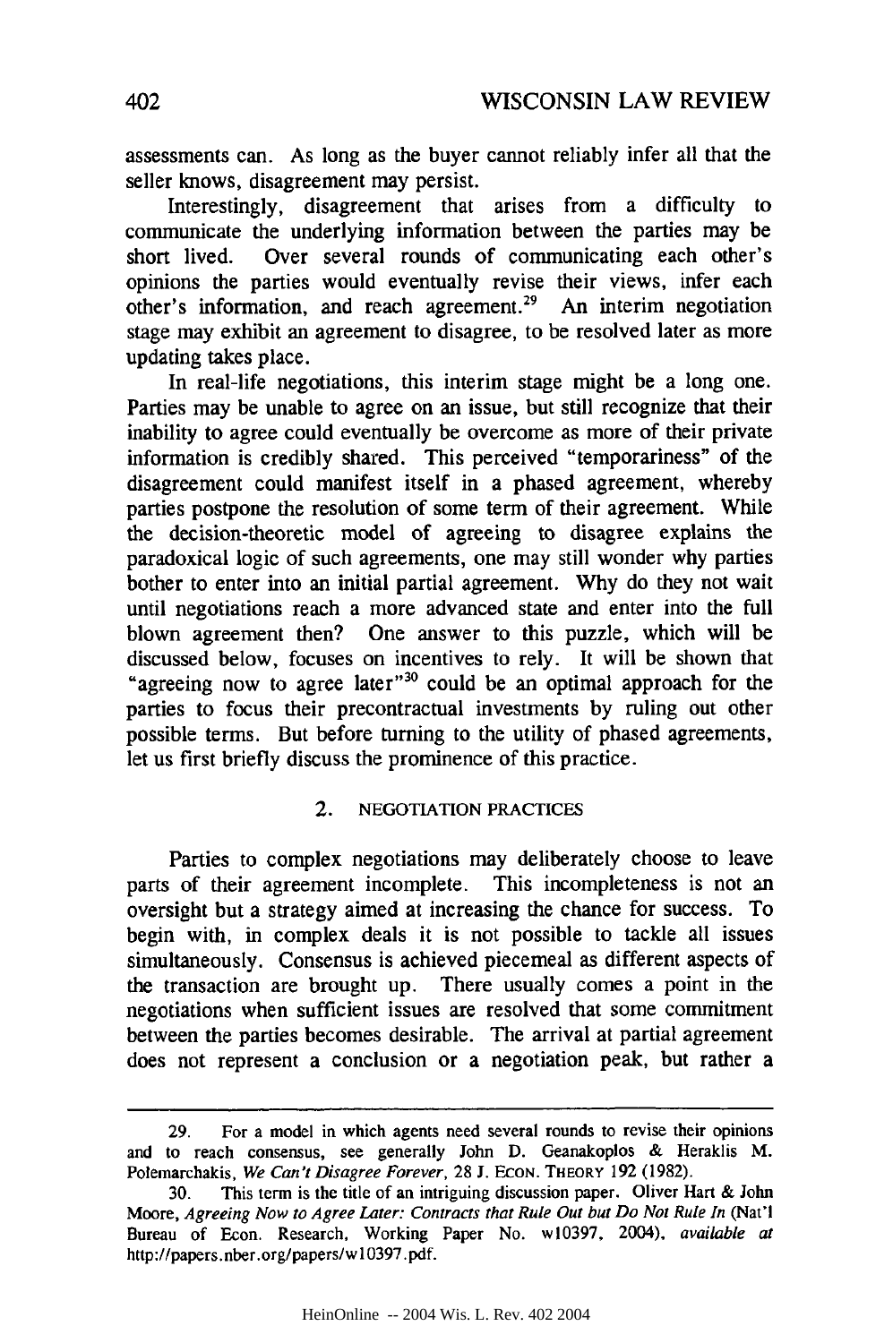assessments can. As long as the buyer cannot reliably infer all that the seller knows, disagreement may persist.

Interestingly, disagreement that arises from a difficulty to communicate the underlying information between the parties may be short lived. Over several rounds of communicating each other's opinions the parties would eventually revise their views, infer each other's information, and reach agreement.[29] An interim negotiation stage may exhibit an agreement to disagree, to be resolved later as more updating takes place.

In real-life negotiations, this interim stage might be a long one. Parties may be unable to agree on an issue, but still recognize that their inability to agree could eventually be overcome as more of their private information is credibly shared. This perceived "temporariness" of the disagreement could manifest itself in a phased agreement, whereby parties postpone the resolution of some term of their agreement. While the decision-theoretic model of agreeing to disagree explains the paradoxical logic of such agreements, one may still wonder why parties bother to enter into an initial partial agreement. Why do they not wait until negotiations reach a more advanced state and enter into the full blown agreement then? One answer to this puzzle, which will be discussed below, focuses on incentives to rely. It will be shown that "agreeing now to agree later"[30] could be an optimal approach for the parties to focus their precontractual investments by ruling out other possible terms. But before turning to the utility of phased agreements, let us first briefly discuss the prominence of this practice.

### 2. NEGOTIATION PRACTICES

Parties to complex negotiations may deliberately choose to leave parts of their agreement incomplete. This incompleteness is not an oversight but a strategy aimed at increasing the chance for success. To begin with, in complex deals it is not possible to tackle all issues simultaneously. Consensus is achieved piecemeal as different aspects of the transaction are brought up. There usually comes a point in the negotiations when sufficient issues are resolved that some commitment between the parties becomes desirable. The arrival at partial agreement does not represent a conclusion or a negotiation peak, but rather a

---

29. For a model in which agents need several rounds to revise their opinions and to reach consensus, see generally John D. Geanakoplos & Heraklis M. Polemarchakis, *We Can't Disagree Forever*, 28 J. ECON. THEORY 192 (1982).

30. This term is the title of an intriguing discussion paper. Oliver Hart & John Moore, *Agreeing Now to Agree Later: Contracts that Rule Out but Do Not Rule In* (Nat'l Bureau of Econ. Research, Working Paper No. w10397, 2004), *available at* http://papers.nber.org/papers/w10397.pdf.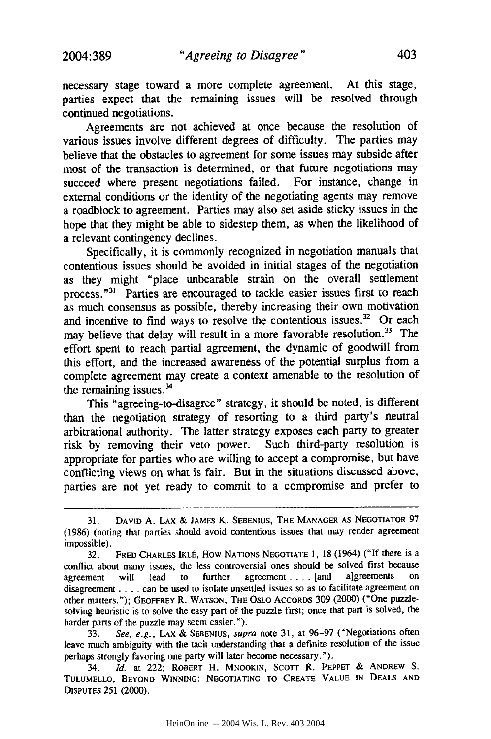necessary stage toward a more complete agreement. At this stage, parties expect that the remaining issues will be resolved through continued negotiations.

Agreements are not achieved at once because the resolution of various issues involve different degrees of difficulty. The parties may believe that the obstacles to agreement for some issues may subside after most of the transaction is determined, or that future negotiations may succeed where present negotiations failed. For instance, change in external conditions or the identity of the negotiating agents may remove a roadblock to agreement. Parties may also set aside sticky issues in the hope that they might be able to sidestep them, as when the likelihood of a relevant contingency declines.

Specifically, it is commonly recognized in negotiation manuals that contentious issues should be avoided in initial stages of the negotiation as they might "place unbearable strain on the overall settlement process."[31] Parties are encouraged to tackle easier issues first to reach as much consensus as possible, thereby increasing their own motivation and incentive to find ways to resolve the contentious issues.[32] Or each may believe that delay will result in a more favorable resolution.[33] The effort spent to reach partial agreement, the dynamic of goodwill from this effort, and the increased awareness of the potential surplus from a complete agreement may create a context amenable to the resolution of the remaining issues.[34]

This "agreeing-to-disagree" strategy, it should be noted, is different than the negotiation strategy of resorting to a third party's neutral arbitrational authority. The latter strategy exposes each party to greater risk by removing their veto power. Such third-party resolution is appropriate for parties who are willing to accept a compromise, but have conflicting views on what is fair. But in the situations discussed above, parties are not yet ready to commit to a compromise and prefer to

---

31. DAVID A. LAX & JAMES K. SEBENIUS, THE MANAGER AS NEGOTIATOR 97 (1986) (noting that parties should avoid contentious issues that may render agreement impossible).

32. FRED CHARLES IKLÉ, HOW NATIONS NEGOTIATE 1, 18 (1964) ("If there is a conflict about many issues, the less controversial ones should be solved first because agreement will lead to further agreement . . . . [and a]greements on disagreement . . . . can be used to isolate unsettled issues so as to facilitate agreement on other matters."); GEOFFREY R. WATSON, THE OSLO ACCORDS 309 (2000) ("One puzzle-solving heuristic is to solve the easy part of the puzzle first; once that part is solved, the harder parts of the puzzle may seem easier.").

33. *See, e.g.*, LAX & SEBENIUS, *supra* note 31, at 96-97 ("Negotiations often leave much ambiguity with the tacit understanding that a definite resolution of the issue perhaps strongly favoring one party will later become necessary.").

34. *Id.* at 222; ROBERT H. MNOOKIN, SCOTT R. PEPPET & ANDREW S. TULUMELLO, BEYOND WINNING: NEGOTIATING TO CREATE VALUE IN DEALS AND DISPUTES 251 (2000).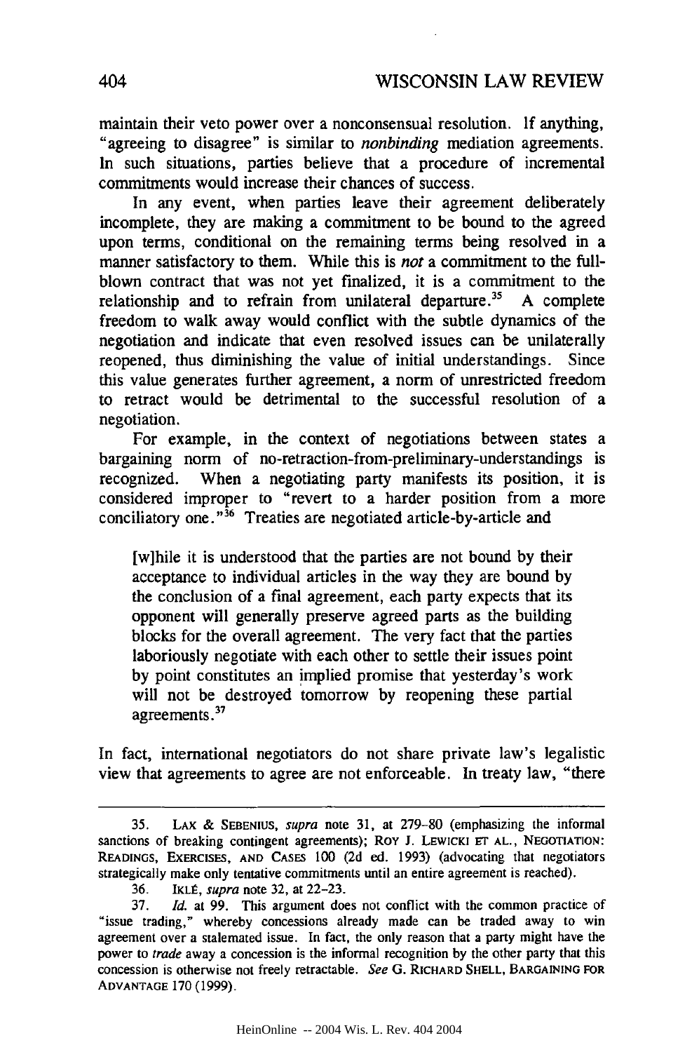maintain their veto power over a nonconsensual resolution. If anything, "agreeing to disagree" is similar to *nonbinding* mediation agreements. In such situations, parties believe that a procedure of incremental commitments would increase their chances of success.

In any event, when parties leave their agreement deliberately incomplete, they are making a commitment to be bound to the agreed upon terms, conditional on the remaining terms being resolved in a manner satisfactory to them. While this is *not* a commitment to the full-blown contract that was not yet finalized, it is a commitment to the relationship and to refrain from unilateral departure.[35] A complete freedom to walk away would conflict with the subtle dynamics of the negotiation and indicate that even resolved issues can be unilaterally reopened, thus diminishing the value of initial understandings. Since this value generates further agreement, a norm of unrestricted freedom to retract would be detrimental to the successful resolution of a negotiation.

For example, in the context of negotiations between states a bargaining norm of no-retraction-from-preliminary-understandings is recognized. When a negotiating party manifests its position, it is considered improper to "revert to a harder position from a more conciliatory one."[36] Treaties are negotiated article-by-article and

> [w]hile it is understood that the parties are not bound by their acceptance to individual articles in the way they are bound by the conclusion of a final agreement, each party expects that its opponent will generally preserve agreed parts as the building blocks for the overall agreement. The very fact that the parties laboriously negotiate with each other to settle their issues point by point constitutes an implied promise that yesterday's work will not be destroyed tomorrow by reopening these partial agreements.[37]

In fact, international negotiators do not share private law's legalistic view that agreements to agree are not enforceable. In treaty law, "there

---

35. LAX & SEBENIUS, *supra* note 31, at 279–80 (emphasizing the informal sanctions of breaking contingent agreements); ROY J. LEWICKI ET AL., NEGOTIATION: READINGS, EXERCISES, AND CASES 100 (2d ed. 1993) (advocating that negotiators strategically make only tentative commitments until an entire agreement is reached).

36. IKLÉ, *supra* note 32, at 22–23.

37. *Id.* at 99. This argument does not conflict with the common practice of "issue trading," whereby concessions already made can be traded away to win agreement over a stalemated issue. In fact, the only reason that a party might have the power to *trade* away a concession is the informal recognition by the other party that this concession is otherwise not freely retractable. *See* G. RICHARD SHELL, BARGAINING FOR ADVANTAGE 170 (1999).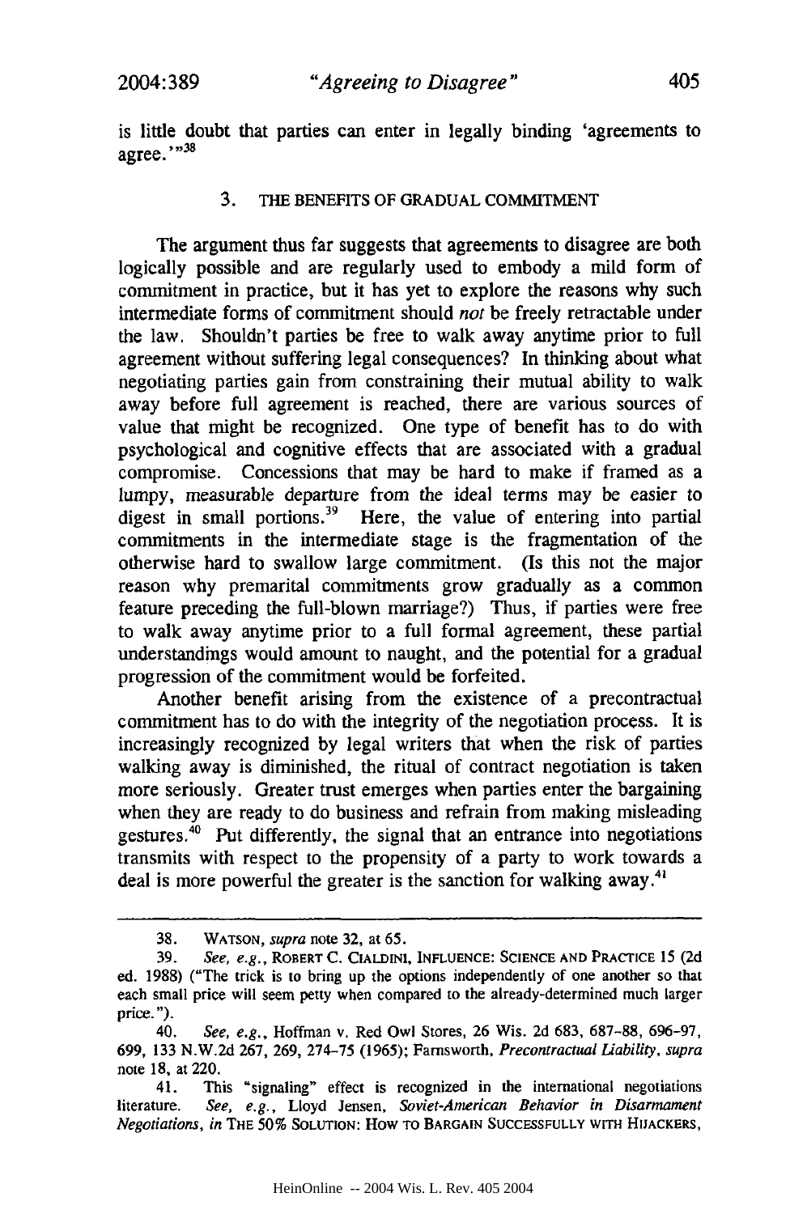is little doubt that parties can enter in legally binding 'agreements to agree.'"[38]

### 3. THE BENEFITS OF GRADUAL COMMITMENT

The argument thus far suggests that agreements to disagree are both logically possible and are regularly used to embody a mild form of commitment in practice, but it has yet to explore the reasons why such intermediate forms of commitment should *not* be freely retractable under the law. Shouldn't parties be free to walk away anytime prior to full agreement without suffering legal consequences? In thinking about what negotiating parties gain from constraining their mutual ability to walk away before full agreement is reached, there are various sources of value that might be recognized. One type of benefit has to do with psychological and cognitive effects that are associated with a gradual compromise. Concessions that may be hard to make if framed as a lumpy, measurable departure from the ideal terms may be easier to digest in small portions.[39] Here, the value of entering into partial commitments in the intermediate stage is the fragmentation of the otherwise hard to swallow large commitment. (Is this not the major reason why premarital commitments grow gradually as a common feature preceding the full-blown marriage?) Thus, if parties were free to walk away anytime prior to a full formal agreement, these partial understandings would amount to naught, and the potential for a gradual progression of the commitment would be forfeited.

Another benefit arising from the existence of a precontractual commitment has to do with the integrity of the negotiation process. It is increasingly recognized by legal writers that when the risk of parties walking away is diminished, the ritual of contract negotiation is taken more seriously. Greater trust emerges when parties enter the bargaining when they are ready to do business and refrain from making misleading gestures.[40] Put differently, the signal that an entrance into negotiations transmits with respect to the propensity of a party to work towards a deal is more powerful the greater is the sanction for walking away.[41]

---

38. WATSON, *supra* note 32, at 65.

39. *See, e.g.*, ROBERT C. CIALDINI, INFLUENCE: SCIENCE AND PRACTICE 15 (2d ed. 1988) ("The trick is to bring up the options independently of one another so that each small price will seem petty when compared to the already-determined much larger price.").

40. *See, e.g.*, Hoffman v. Red Owl Stores, 26 Wis. 2d 683, 687–88, 696–97, 699, 133 N.W.2d 267, 269, 274–75 (1965); Farnsworth, *Precontractual Liability*, *supra* note 18, at 220.

41. This "signaling" effect is recognized in the international negotiations literature. *See, e.g.*, Lloyd Jensen, *Soviet-American Behavior in Disarmament Negotiations*, *in* THE 50% SOLUTION: HOW TO BARGAIN SUCCESSFULLY WITH HIJACKERS,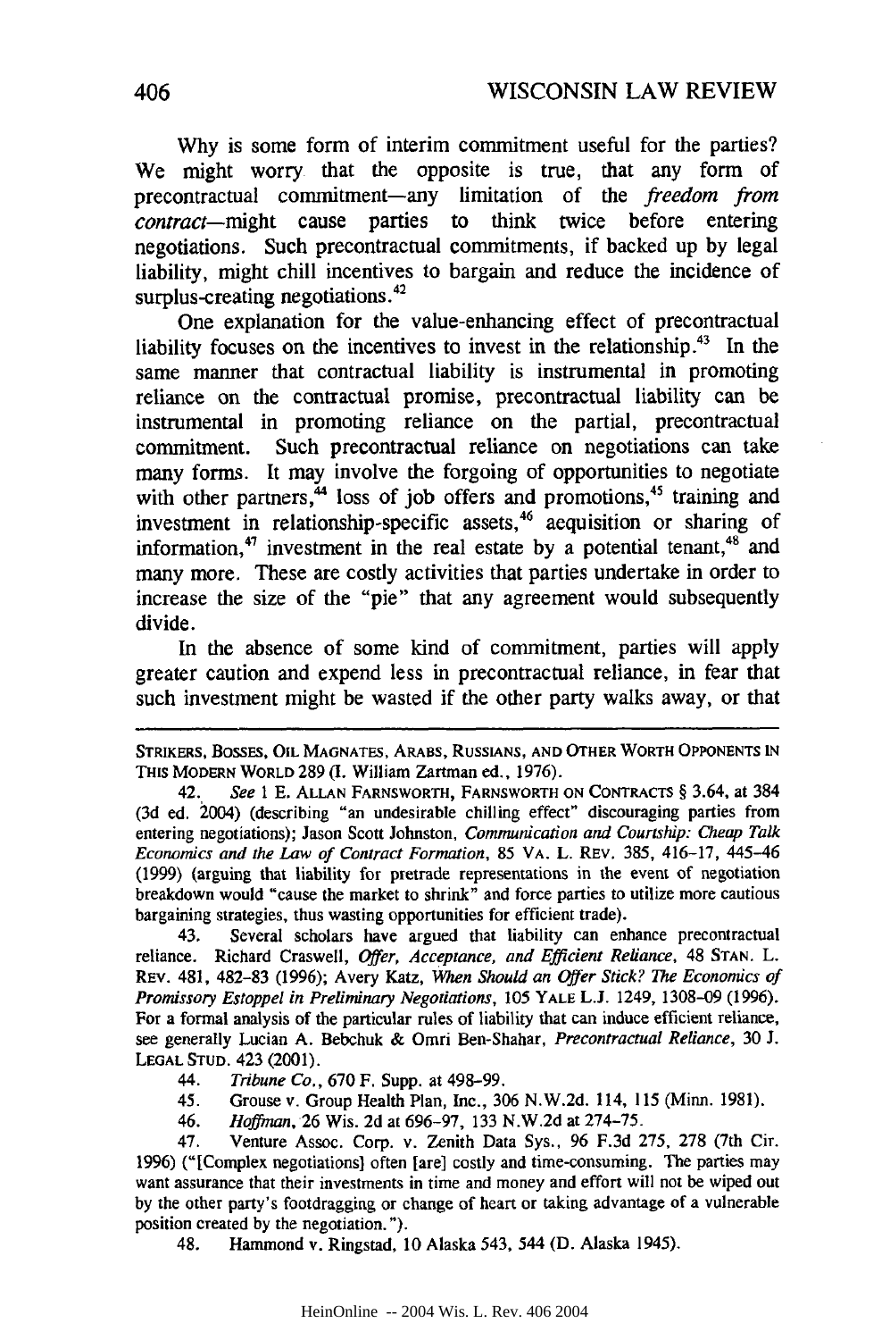Why is some form of interim commitment useful for the parties? We might worry that the opposite is true, that any form of precontractual commitment—any limitation of the *freedom from contract*—might cause parties to think twice before entering negotiations. Such precontractual commitments, if backed up by legal liability, might chill incentives to bargain and reduce the incidence of surplus-creating negotiations.[42]

One explanation for the value-enhancing effect of precontractual liability focuses on the incentives to invest in the relationship.[43] In the same manner that contractual liability is instrumental in promoting reliance on the contractual promise, precontractual liability can be instrumental in promoting reliance on the partial, precontractual commitment. Such precontractual reliance on negotiations can take many forms. It may involve the forgoing of opportunities to negotiate with other partners,[44] loss of job offers and promotions,[45] training and investment in relationship-specific assets,[46] acquisition or sharing of information,[47] investment in the real estate by a potential tenant,[48] and many more. These are costly activities that parties undertake in order to increase the size of the "pie" that any agreement would subsequently divide.

In the absence of some kind of commitment, parties will apply greater caution and expend less in precontractual reliance, in fear that such investment might be wasted if the other party walks away, or that

---

STRIKERS, BOSSES, OIL MAGNATES, ARABS, RUSSIANS, AND OTHER WORTH OPPONENTS IN THIS MODERN WORLD 289 (I. William Zartman ed., 1976).

42. *See* 1 E. ALLAN FARNSWORTH, FARNSWORTH ON CONTRACTS § 3.64, at 384 (3d ed. 2004) (describing "an undesirable chilling effect" discouraging parties from entering negotiations); Jason Scott Johnston, *Communication and Courtship: Cheap Talk Economics and the Law of Contract Formation*, 85 VA. L. REV. 385, 416–17, 445–46 (1999) (arguing that liability for pretrade representations in the event of negotiation breakdown would "cause the market to shrink" and force parties to utilize more cautious bargaining strategies, thus wasting opportunities for efficient trade).

43. Several scholars have argued that liability can enhance precontractual reliance. Richard Craswell, *Offer, Acceptance, and Efficient Reliance*, 48 STAN. L. REV. 481, 482–83 (1996); Avery Katz, *When Should an Offer Stick? The Economics of Promissory Estoppel in Preliminary Negotiations*, 105 YALE L.J. 1249, 1308–09 (1996). For a formal analysis of the particular rules of liability that can induce efficient reliance, see generally Lucian A. Bebchuk & Omri Ben-Shahar, *Precontractual Reliance*, 30 J. LEGAL STUD. 423 (2001).

44. *Tribune Co.*, 670 F. Supp. at 498–99.

45. Grouse v. Group Health Plan, Inc., 306 N.W.2d. 114, 115 (Minn. 1981).

46. *Hoffman*, 26 Wis. 2d at 696–97, 133 N.W.2d at 274–75.

47. Venture Assoc. Corp. v. Zenith Data Sys., 96 F.3d 275, 278 (7th Cir. 1996) ("[Complex negotiations] often [are] costly and time-consuming. The parties may want assurance that their investments in time and money and effort will not be wiped out by the other party's footdragging or change of heart or taking advantage of a vulnerable position created by the negotiation.").

48. Hammond v. Ringstad, 10 Alaska 543, 544 (D. Alaska 1945).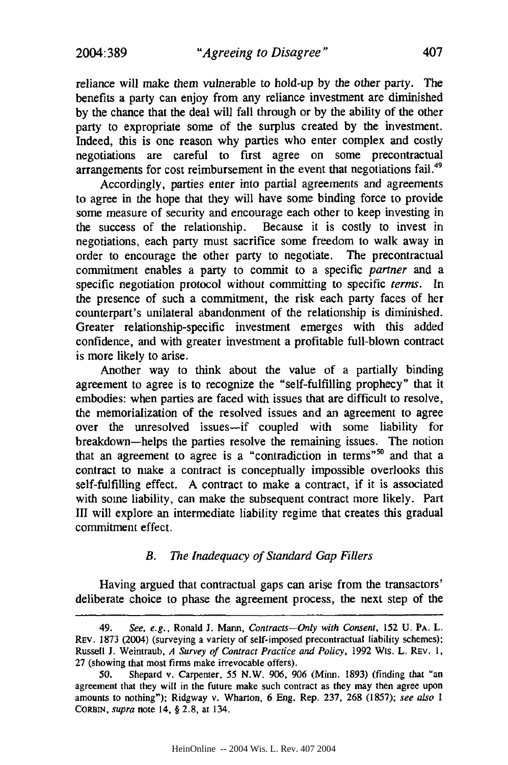reliance will make them vulnerable to hold-up by the other party. The benefits a party can enjoy from any reliance investment are diminished by the chance that the deal will fall through or by the ability of the other party to expropriate some of the surplus created by the investment. Indeed, this is one reason why parties who enter complex and costly negotiations are careful to first agree on some precontractual arrangements for cost reimbursement in the event that negotiations fail.[49]

Accordingly, parties enter into partial agreements and agreements to agree in the hope that they will have some binding force to provide some measure of security and encourage each other to keep investing in the success of the relationship. Because it is costly to invest in negotiations, each party must sacrifice some freedom to walk away in order to encourage the other party to negotiate. The precontractual commitment enables a party to commit to a specific *partner* and a specific negotiation protocol without committing to specific *terms*. In the presence of such a commitment, the risk each party faces of her counterpart's unilateral abandonment of the relationship is diminished. Greater relationship-specific investment emerges with this added confidence, and with greater investment a profitable full-blown contract is more likely to arise.

Another way to think about the value of a partially binding agreement to agree is to recognize the "self-fulfilling prophecy" that it embodies: when parties are faced with issues that are difficult to resolve, the memorialization of the resolved issues and an agreement to agree over the unresolved issues—if coupled with some liability for breakdown—helps the parties resolve the remaining issues. The notion that an agreement to agree is a "contradiction in terms"[50] and that a contract to make a contract is conceptually impossible overlooks this self-fulfilling effect. A contract to make a contract, if it is associated with some liability, can make the subsequent contract more likely. Part III will explore an intermediate liability regime that creates this gradual commitment effect.

### *B. The Inadequacy of Standard Gap Fillers*

Having argued that contractual gaps can arise from the transactors' deliberate choice to phase the agreement process, the next step of the

---

49. *See, e.g.*, Ronald J. Mann, *Contracts—Only with Consent*, 152 U. PA. L. REV. 1873 (2004) (surveying a variety of self-imposed precontractual liability schemes); Russell J. Weintraub, *A Survey of Contract Practice and Policy*, 1992 WIS. L. REV. 1, 27 (showing that most firms make irrevocable offers).

50. Shepard v. Carpenter, 55 N.W. 906, 906 (Minn. 1893) (finding that "an agreement that they will in the future make such contract as they may then agree upon amounts to nothing"); Ridgway v. Wharton, 6 Eng. Rep. 237, 268 (1857); *see also* 1 CORBIN, *supra* note 14, § 2.8, at 134.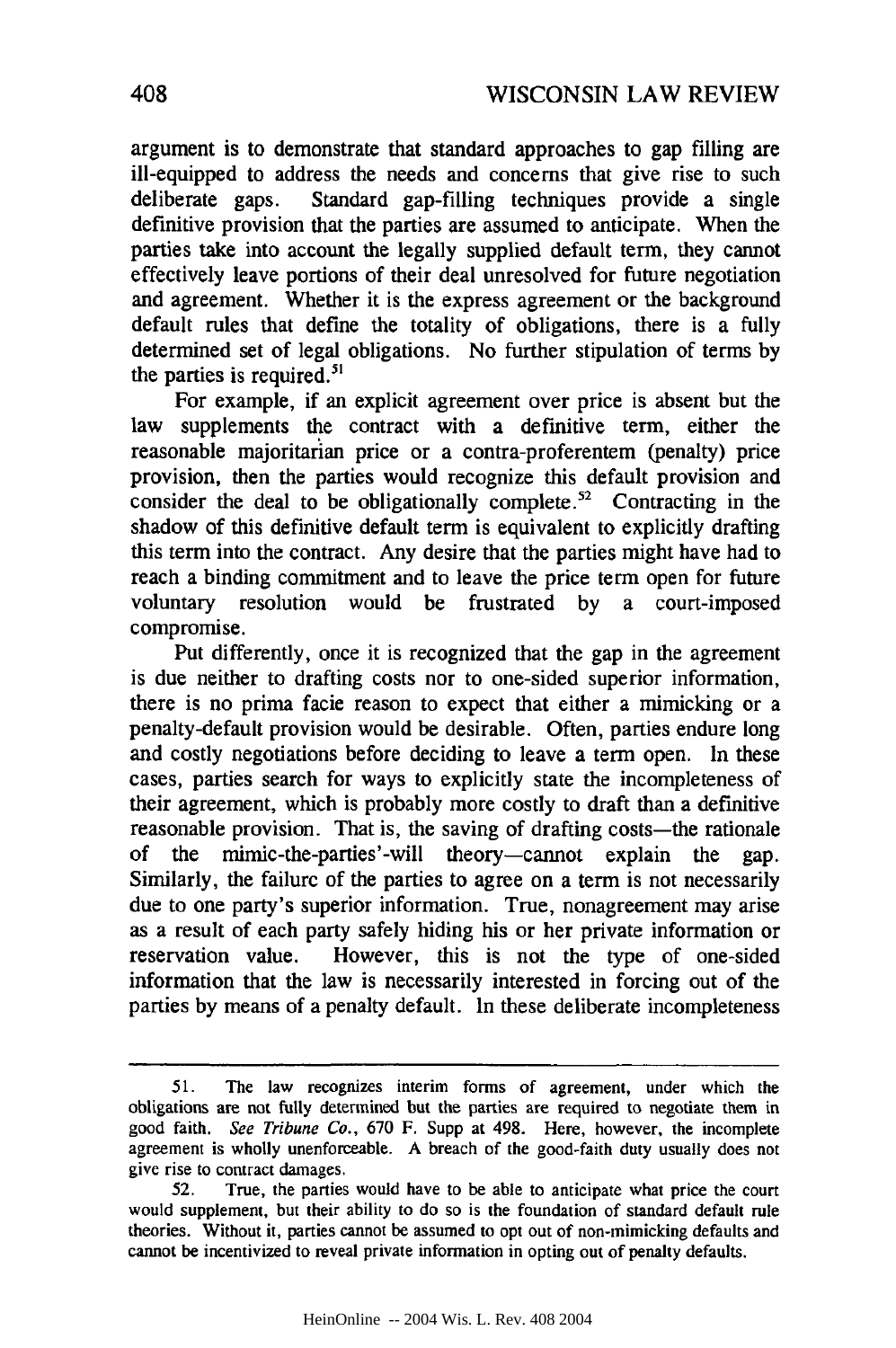argument is to demonstrate that standard approaches to gap filling are ill-equipped to address the needs and concerns that give rise to such deliberate gaps. Standard gap-filling techniques provide a single definitive provision that the parties are assumed to anticipate. When the parties take into account the legally supplied default term, they cannot effectively leave portions of their deal unresolved for future negotiation and agreement. Whether it is the express agreement or the background default rules that define the totality of obligations, there is a fully determined set of legal obligations. No further stipulation of terms by the parties is required.[51]

For example, if an explicit agreement over price is absent but the law supplements the contract with a definitive term, either the reasonable majoritarian price or a contra-proferentem (penalty) price provision, then the parties would recognize this default provision and consider the deal to be obligationally complete.[52] Contracting in the shadow of this definitive default term is equivalent to explicitly drafting this term into the contract. Any desire that the parties might have had to reach a binding commitment and to leave the price term open for future voluntary resolution would be frustrated by a court-imposed compromise.

Put differently, once it is recognized that the gap in the agreement is due neither to drafting costs nor to one-sided superior information, there is no prima facie reason to expect that either a mimicking or a penalty-default provision would be desirable. Often, parties endure long and costly negotiations before deciding to leave a term open. In these cases, parties search for ways to explicitly state the incompleteness of their agreement, which is probably more costly to draft than a definitive reasonable provision. That is, the saving of drafting costs—the rationale of the mimic-the-parties'-will theory—cannot explain the gap. Similarly, the failure of the parties to agree on a term is not necessarily due to one party's superior information. True, nonagreement may arise as a result of each party safely hiding his or her private information or reservation value. However, this is not the type of one-sided information that the law is necessarily interested in forcing out of the parties by means of a penalty default. In these deliberate incompleteness

---

51. The law recognizes interim forms of agreement, under which the obligations are not fully determined but the parties are required to negotiate them in good faith. *See Tribune Co.*, 670 F. Supp at 498. Here, however, the incomplete agreement is wholly unenforceable. A breach of the good-faith duty usually does not give rise to contract damages.

52. True, the parties would have to be able to anticipate what price the court would supplement, but their ability to do so is the foundation of standard default rule theories. Without it, parties cannot be assumed to opt out of non-mimicking defaults and cannot be incentivized to reveal private information in opting out of penalty defaults.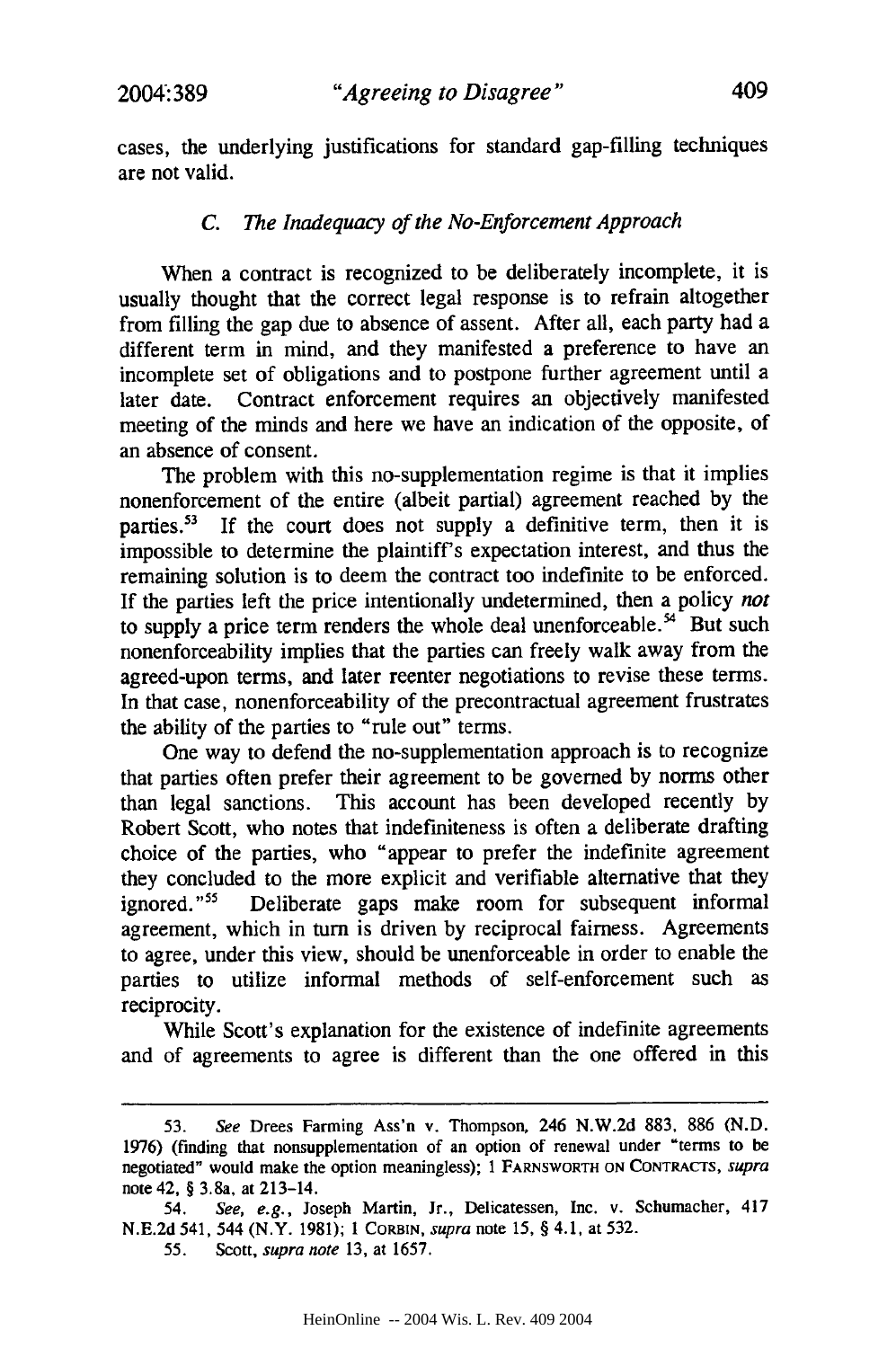cases, the underlying justifications for standard gap-filling techniques are not valid.

### *C. The Inadequacy of the No-Enforcement Approach*

When a contract is recognized to be deliberately incomplete, it is usually thought that the correct legal response is to refrain altogether from filling the gap due to absence of assent. After all, each party had a different term in mind, and they manifested a preference to have an incomplete set of obligations and to postpone further agreement until a later date. Contract enforcement requires an objectively manifested meeting of the minds and here we have an indication of the opposite, of an absence of consent.

The problem with this no-supplementation regime is that it implies nonenforcement of the entire (albeit partial) agreement reached by the parties.[53] If the court does not supply a definitive term, then it is impossible to determine the plaintiff's expectation interest, and thus the remaining solution is to deem the contract too indefinite to be enforced. If the parties left the price intentionally undetermined, then a policy *not* to supply a price term renders the whole deal unenforceable.[54] But such nonenforceability implies that the parties can freely walk away from the agreed-upon terms, and later reenter negotiations to revise these terms. In that case, nonenforceability of the precontractual agreement frustrates the ability of the parties to "rule out" terms.

One way to defend the no-supplementation approach is to recognize that parties often prefer their agreement to be governed by norms other than legal sanctions. This account has been developed recently by Robert Scott, who notes that indefiniteness is often a deliberate drafting choice of the parties, who "appear to prefer the indefinite agreement they concluded to the more explicit and verifiable alternative that they ignored."[55] Deliberate gaps make room for subsequent informal agreement, which in turn is driven by reciprocal fairness. Agreements to agree, under this view, should be unenforceable in order to enable the parties to utilize informal methods of self-enforcement such as reciprocity.

While Scott's explanation for the existence of indefinite agreements and of agreements to agree is different than the one offered in this

---

53. *See* Drees Farming Ass'n v. Thompson, 246 N.W.2d 883, 886 (N.D. 1976) (finding that nonsupplementation of an option of renewal under "terms to be negotiated" would make the option meaningless); 1 FARNSWORTH ON CONTRACTS, *supra* note 42, § 3.8a, at 213–14.

54. *See, e.g.*, Joseph Martin, Jr., Delicatessen, Inc. v. Schumacher, 417 N.E.2d 541, 544 (N.Y. 1981); 1 CORBIN, *supra* note 15, § 4.1, at 532.

55. Scott, *supra note* 13, at 1657.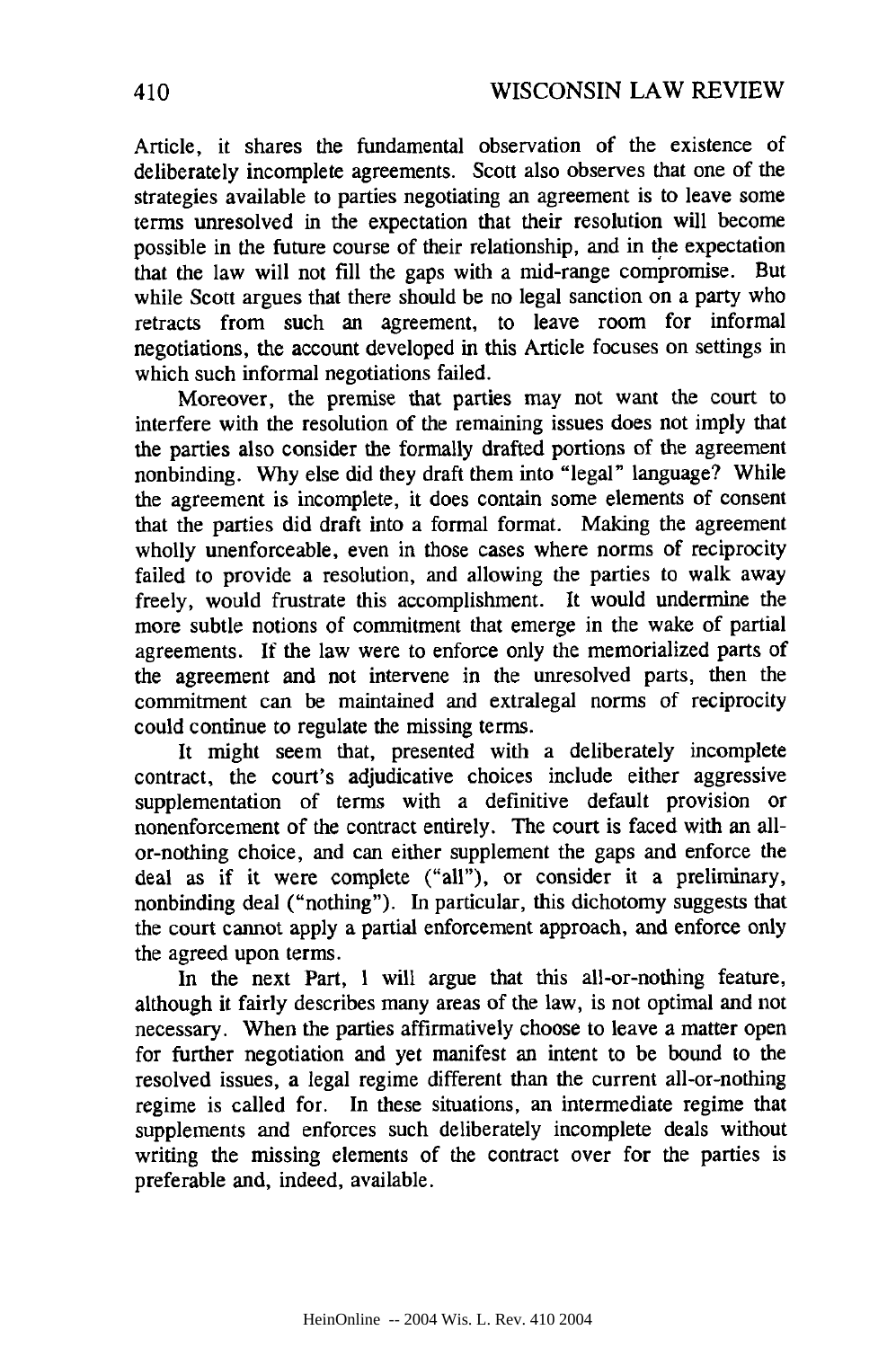Article, it shares the fundamental observation of the existence of deliberately incomplete agreements. Scott also observes that one of the strategies available to parties negotiating an agreement is to leave some terms unresolved in the expectation that their resolution will become possible in the future course of their relationship, and in the expectation that the law will not fill the gaps with a mid-range compromise. But while Scott argues that there should be no legal sanction on a party who retracts from such an agreement, to leave room for informal negotiations, the account developed in this Article focuses on settings in which such informal negotiations failed.

Moreover, the premise that parties may not want the court to interfere with the resolution of the remaining issues does not imply that the parties also consider the formally drafted portions of the agreement nonbinding. Why else did they draft them into "legal" language? While the agreement is incomplete, it does contain some elements of consent that the parties did draft into a formal format. Making the agreement wholly unenforceable, even in those cases where norms of reciprocity failed to provide a resolution, and allowing the parties to walk away freely, would frustrate this accomplishment. It would undermine the more subtle notions of commitment that emerge in the wake of partial agreements. If the law were to enforce only the memorialized parts of the agreement and not intervene in the unresolved parts, then the commitment can be maintained and extralegal norms of reciprocity could continue to regulate the missing terms.

It might seem that, presented with a deliberately incomplete contract, the court's adjudicative choices include either aggressive supplementation of terms with a definitive default provision or nonenforcement of the contract entirely. The court is faced with an all-or-nothing choice, and can either supplement the gaps and enforce the deal as if it were complete ("all"), or consider it a preliminary, nonbinding deal ("nothing"). In particular, this dichotomy suggests that the court cannot apply a partial enforcement approach, and enforce only the agreed upon terms.

In the next Part, I will argue that this all-or-nothing feature, although it fairly describes many areas of the law, is not optimal and not necessary. When the parties affirmatively choose to leave a matter open for further negotiation and yet manifest an intent to be bound to the resolved issues, a legal regime different than the current all-or-nothing regime is called for. In these situations, an intermediate regime that supplements and enforces such deliberately incomplete deals without writing the missing elements of the contract over for the parties is preferable and, indeed, available.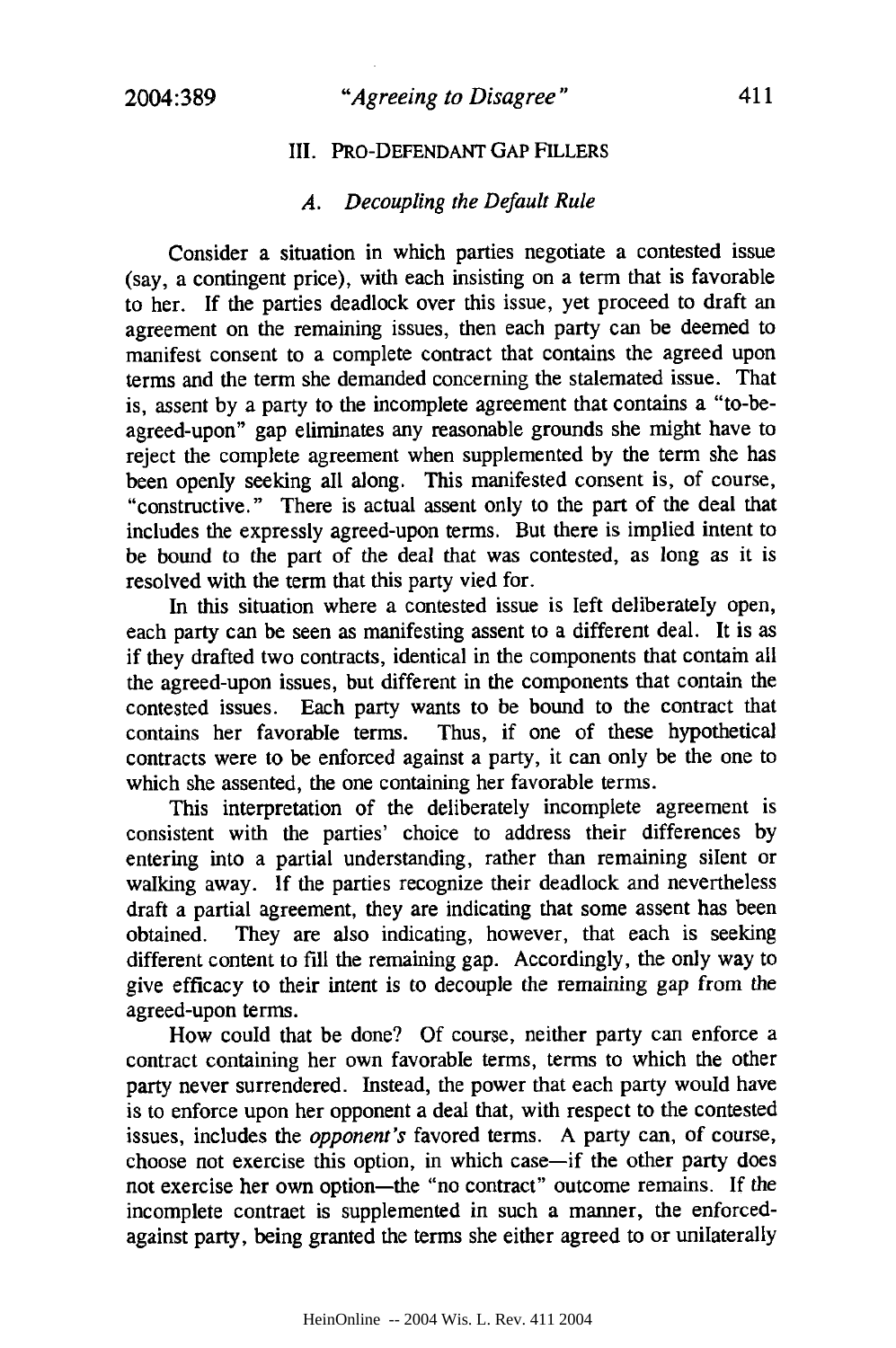## III. PRO-DEFENDANT GAP FILLERS

### *A. Decoupling the Default Rule*

Consider a situation in which parties negotiate a contested issue (say, a contingent price), with each insisting on a term that is favorable to her. If the parties deadlock over this issue, yet proceed to draft an agreement on the remaining issues, then each party can be deemed to manifest consent to a complete contract that contains the agreed upon terms and the term she demanded concerning the stalemated issue. That is, assent by a party to the incomplete agreement that contains a "to-be-agreed-upon" gap eliminates any reasonable grounds she might have to reject the complete agreement when supplemented by the term she has been openly seeking all along. This manifested consent is, of course, "constructive." There is actual assent only to the part of the deal that includes the expressly agreed-upon terms. But there is implied intent to be bound to the part of the deal that was contested, as long as it is resolved with the term that this party vied for.

In this situation where a contested issue is left deliberately open, each party can be seen as manifesting assent to a different deal. It is as if they drafted two contracts, identical in the components that contain all the agreed-upon issues, but different in the components that contain the contested issues. Each party wants to be bound to the contract that contains her favorable terms. Thus, if one of these hypothetical contracts were to be enforced against a party, it can only be the one to which she assented, the one containing her favorable terms.

This interpretation of the deliberately incomplete agreement is consistent with the parties' choice to address their differences by entering into a partial understanding, rather than remaining silent or walking away. If the parties recognize their deadlock and nevertheless draft a partial agreement, they are indicating that some assent has been obtained. They are also indicating, however, that each is seeking different content to fill the remaining gap. Accordingly, the only way to give efficacy to their intent is to decouple the remaining gap from the agreed-upon terms.

How could that be done? Of course, neither party can enforce a contract containing her own favorable terms, terms to which the other party never surrendered. Instead, the power that each party would have is to enforce upon her opponent a deal that, with respect to the contested issues, includes the *opponent's* favored terms. A party can, of course, choose not exercise this option, in which case—if the other party does not exercise her own option—the "no contract" outcome remains. If the incomplete contract is supplemented in such a manner, the enforced-against party, being granted the terms she either agreed to or unilaterally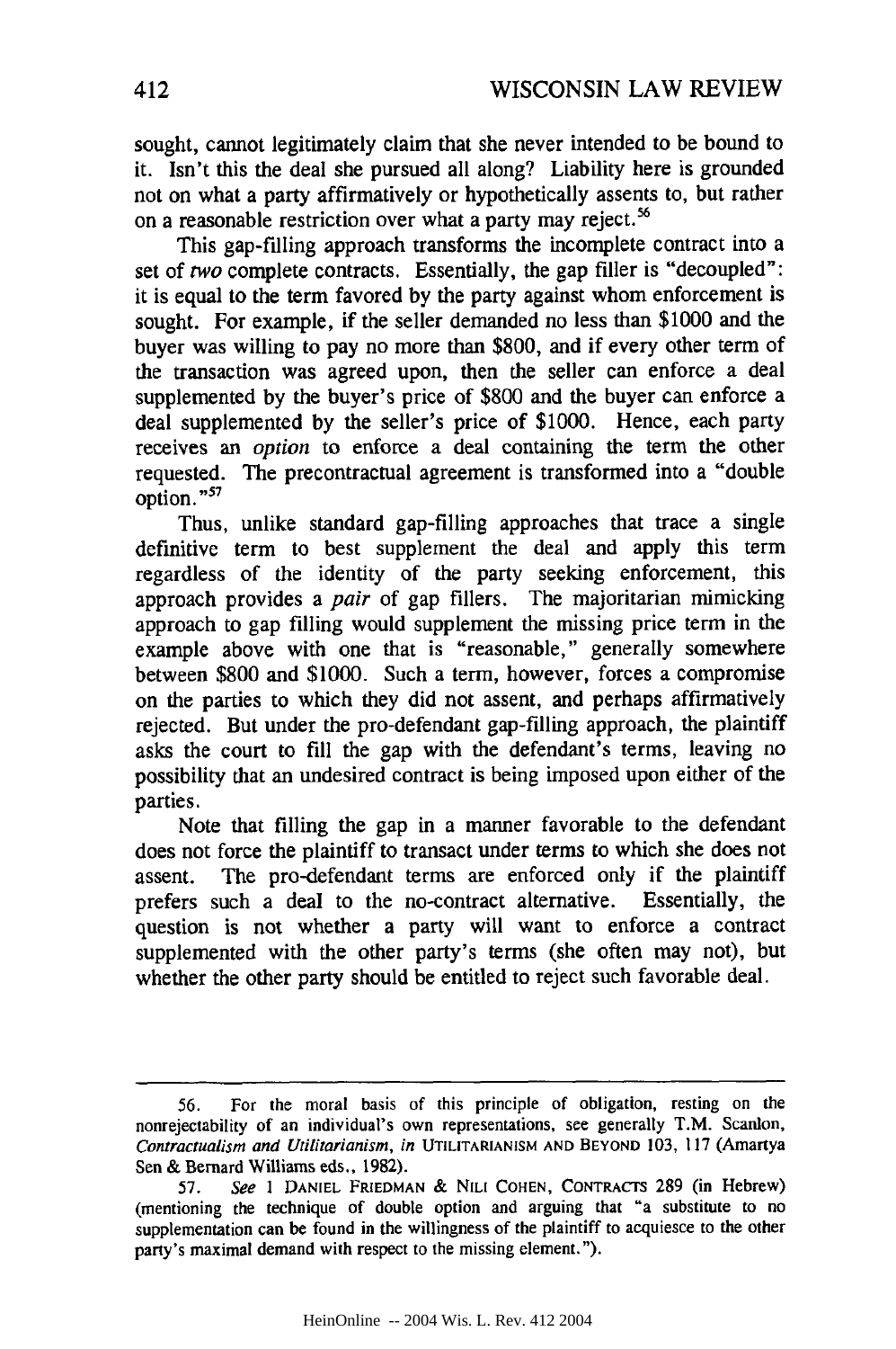sought, cannot legitimately claim that she never intended to be bound to it. Isn't this the deal she pursued all along? Liability here is grounded not on what a party affirmatively or hypothetically assents to, but rather on a reasonable restriction over what a party may reject.[56]

This gap-filling approach transforms the incomplete contract into a set of *two* complete contracts. Essentially, the gap filler is "decoupled": it is equal to the term favored by the party against whom enforcement is sought. For example, if the seller demanded no less than $1000 and the buyer was willing to pay no more than $800, and if every other term of the transaction was agreed upon, then the seller can enforce a deal supplemented by the buyer's price of $800 and the buyer can enforce a deal supplemented by the seller's price of $1000. Hence, each party receives an *option* to enforce a deal containing the term the other requested. The precontractual agreement is transformed into a "double option."[57]

Thus, unlike standard gap-filling approaches that trace a single definitive term to best supplement the deal and apply this term regardless of the identity of the party seeking enforcement, this approach provides a *pair* of gap fillers. The majoritarian mimicking approach to gap filling would supplement the missing price term in the example above with one that is "reasonable," generally somewhere between $800 and $1000. Such a term, however, forces a compromise on the parties to which they did not assent, and perhaps affirmatively rejected. But under the pro-defendant gap-filling approach, the plaintiff asks the court to fill the gap with the defendant's terms, leaving no possibility that an undesired contract is being imposed upon either of the parties.

Note that filling the gap in a manner favorable to the defendant does not force the plaintiff to transact under terms to which she does not assent. The pro-defendant terms are enforced only if the plaintiff prefers such a deal to the no-contract alternative. Essentially, the question is not whether a party will want to enforce a contract supplemented with the other party's terms (she often may not), but whether the other party should be entitled to reject such favorable deal.

---

56. For the moral basis of this principle of obligation, resting on the nonrejectability of an individual's own representations, see generally T.M. Scanlon, *Contractualism and Utilitarianism*, *in* UTILITARIANISM AND BEYOND 103, 117 (Amartya Sen & Bernard Williams eds., 1982).

57. *See* 1 DANIEL FRIEDMAN & NILI COHEN, CONTRACTS 289 (in Hebrew) (mentioning the technique of double option and arguing that "a substitute to no supplementation can be found in the willingness of the plaintiff to acquiesce to the other party's maximal demand with respect to the missing element.").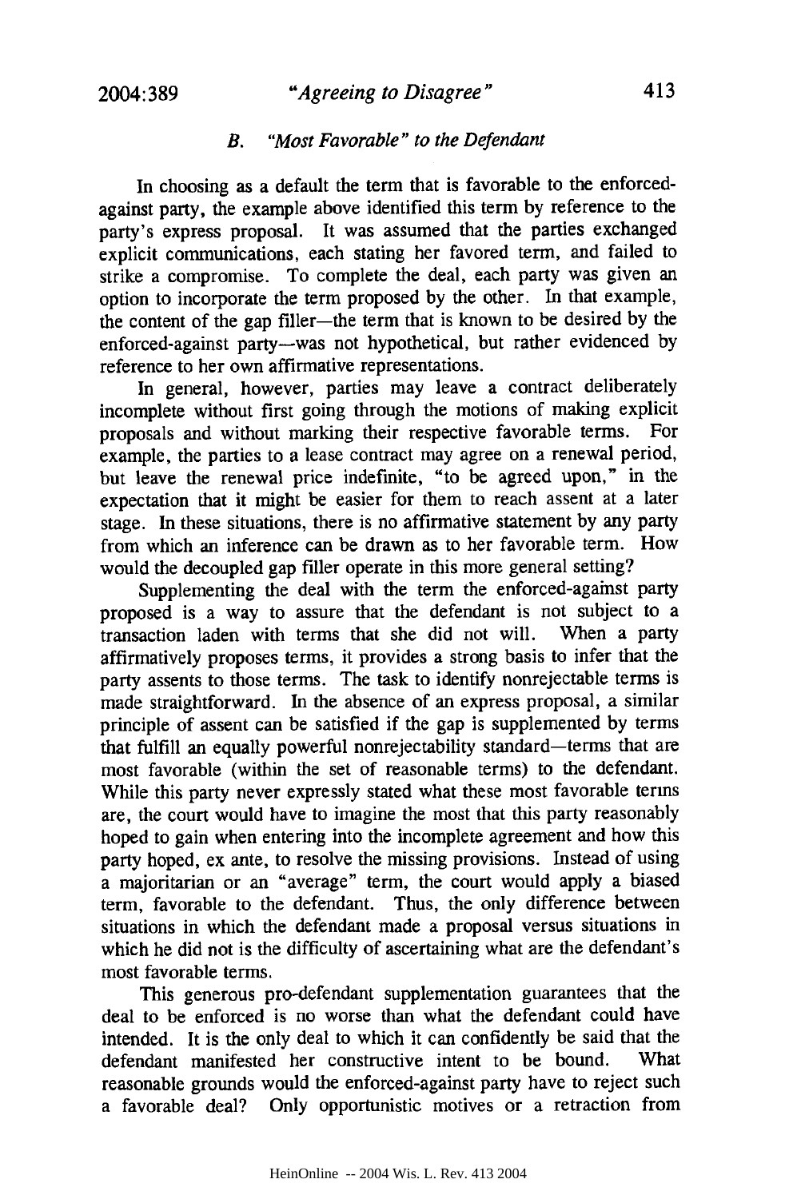### B. *"Most Favorable" to the Defendant*

In choosing as a default the term that is favorable to the enforced-against party, the example above identified this term by reference to the party's express proposal. It was assumed that the parties exchanged explicit communications, each stating her favored term, and failed to strike a compromise. To complete the deal, each party was given an option to incorporate the term proposed by the other. In that example, the content of the gap filler—the term that is known to be desired by the enforced-against party—was not hypothetical, but rather evidenced by reference to her own affirmative representations.

In general, however, parties may leave a contract deliberately incomplete without first going through the motions of making explicit proposals and without marking their respective favorable terms. For example, the parties to a lease contract may agree on a renewal period, but leave the renewal price indefinite, "to be agreed upon," in the expectation that it might be easier for them to reach assent at a later stage. In these situations, there is no affirmative statement by any party from which an inference can be drawn as to her favorable term. How would the decoupled gap filler operate in this more general setting?

Supplementing the deal with the term the enforced-against party proposed is a way to assure that the defendant is not subject to a transaction laden with terms that she did not will. When a party affirmatively proposes terms, it provides a strong basis to infer that the party assents to those terms. The task to identify nonrejectable terms is made straightforward. In the absence of an express proposal, a similar principle of assent can be satisfied if the gap is supplemented by terms that fulfill an equally powerful nonrejectability standard—terms that are most favorable (within the set of reasonable terms) to the defendant. While this party never expressly stated what these most favorable terms are, the court would have to imagine the most that this party reasonably hoped to gain when entering into the incomplete agreement and how this party hoped, ex ante, to resolve the missing provisions. Instead of using a majoritarian or an "average" term, the court would apply a biased term, favorable to the defendant. Thus, the only difference between situations in which the defendant made a proposal versus situations in which he did not is the difficulty of ascertaining what are the defendant's most favorable terms.

This generous pro-defendant supplementation guarantees that the deal to be enforced is no worse than what the defendant could have intended. It is the only deal to which it can confidently be said that the defendant manifested her constructive intent to be bound. What reasonable grounds would the enforced-against party have to reject such a favorable deal? Only opportunistic motives or a retraction from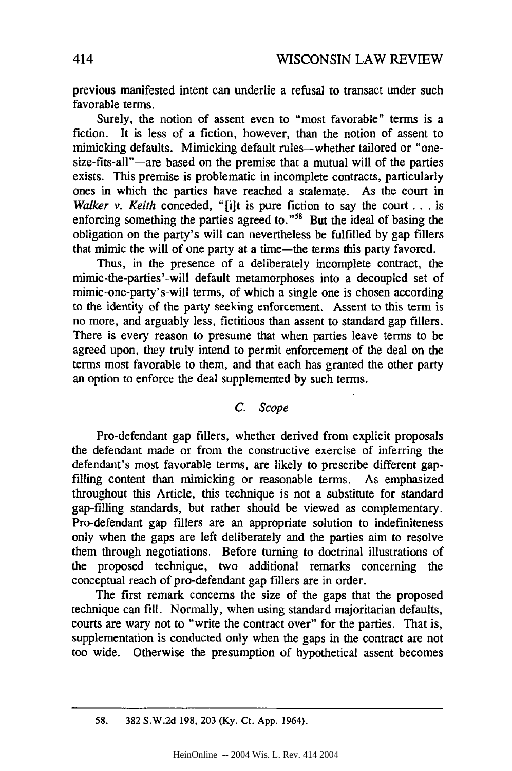previous manifested intent can underlie a refusal to transact under such favorable terms.

Surely, the notion of assent even to "most favorable" terms is a fiction. It is less of a fiction, however, than the notion of assent to mimicking defaults. Mimicking default rules—whether tailored or "one-size-fits-all"—are based on the premise that a mutual will of the parties exists. This premise is problematic in incomplete contracts, particularly ones in which the parties have reached a stalemate. As the court in *Walker v. Keith* conceded, "[i]t is pure fiction to say the court . . . is enforcing something the parties agreed to."[58] But the ideal of basing the obligation on the party's will can nevertheless be fulfilled by gap fillers that mimic the will of one party at a time—the terms this party favored.

Thus, in the presence of a deliberately incomplete contract, the mimic-the-parties'-will default metamorphoses into a decoupled set of mimic-one-party's-will terms, of which a single one is chosen according to the identity of the party seeking enforcement. Assent to this term is no more, and arguably less, fictitious than assent to standard gap fillers. There is every reason to presume that when parties leave terms to be agreed upon, they truly intend to permit enforcement of the deal on the terms most favorable to them, and that each has granted the other party an option to enforce the deal supplemented by such terms.

### *C. Scope*

Pro-defendant gap fillers, whether derived from explicit proposals the defendant made or from the constructive exercise of inferring the defendant's most favorable terms, are likely to prescribe different gap-filling content than mimicking or reasonable terms. As emphasized throughout this Article, this technique is not a substitute for standard gap-filling standards, but rather should be viewed as complementary. Pro-defendant gap fillers are an appropriate solution to indefiniteness only when the gaps are left deliberately and the parties aim to resolve them through negotiations. Before turning to doctrinal illustrations of the proposed technique, two additional remarks concerning the conceptual reach of pro-defendant gap fillers are in order.

The first remark concerns the size of the gaps that the proposed technique can fill. Normally, when using standard majoritarian defaults, courts are wary not to "write the contract over" for the parties. That is, supplementation is conducted only when the gaps in the contract are not too wide. Otherwise the presumption of hypothetical assent becomes

---

58. 382 S.W.2d 198, 203 (Ky. Ct. App. 1964).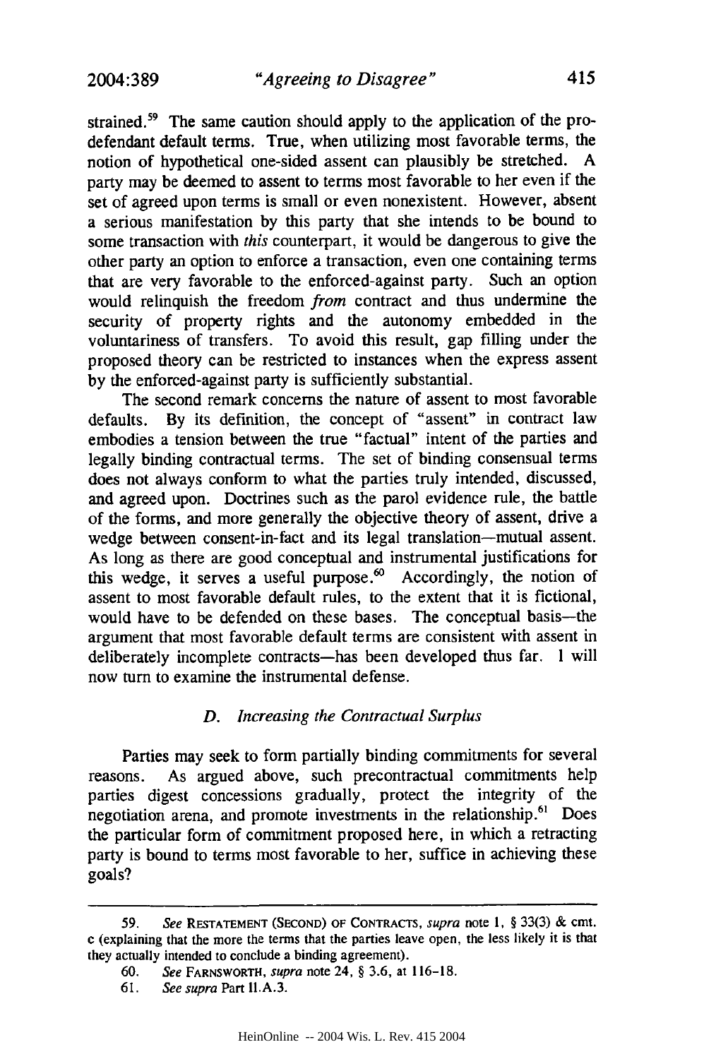strained.[59] The same caution should apply to the application of the pro-defendant default terms. True, when utilizing most favorable terms, the notion of hypothetical one-sided assent can plausibly be stretched. A party may be deemed to assent to terms most favorable to her even if the set of agreed upon terms is small or even nonexistent. However, absent a serious manifestation by this party that she intends to be bound to some transaction with *this* counterpart, it would be dangerous to give the other party an option to enforce a transaction, even one containing terms that are very favorable to the enforced-against party. Such an option would relinquish the freedom *from* contract and thus undermine the security of property rights and the autonomy embedded in the voluntariness of transfers. To avoid this result, gap filling under the proposed theory can be restricted to instances when the express assent by the enforced-against party is sufficiently substantial.

The second remark concerns the nature of assent to most favorable defaults. By its definition, the concept of "assent" in contract law embodies a tension between the true "factual" intent of the parties and legally binding contractual terms. The set of binding consensual terms does not always conform to what the parties truly intended, discussed, and agreed upon. Doctrines such as the parol evidence rule, the battle of the forms, and more generally the objective theory of assent, drive a wedge between consent-in-fact and its legal translation—mutual assent. As long as there are good conceptual and instrumental justifications for this wedge, it serves a useful purpose.[60] Accordingly, the notion of assent to most favorable default rules, to the extent that it is fictional, would have to be defended on these bases. The conceptual basis—the argument that most favorable default terms are consistent with assent in deliberately incomplete contracts—has been developed thus far. I will now turn to examine the instrumental defense.

### *D. Increasing the Contractual Surplus*

Parties may seek to form partially binding commitments for several reasons. As argued above, such precontractual commitments help parties digest concessions gradually, protect the integrity of the negotiation arena, and promote investments in the relationship.[61] Does the particular form of commitment proposed here, in which a retracting party is bound to terms most favorable to her, suffice in achieving these goals?

---

59. *See* RESTATEMENT (SECOND) OF CONTRACTS, *supra* note 1, § 33(3) & cmt. c (explaining that the more the terms that the parties leave open, the less likely it is that they actually intended to conclude a binding agreement).

60. *See* FARNSWORTH, *supra* note 24, § 3.6, at 116–18.

61. *See supra* Part II.A.3.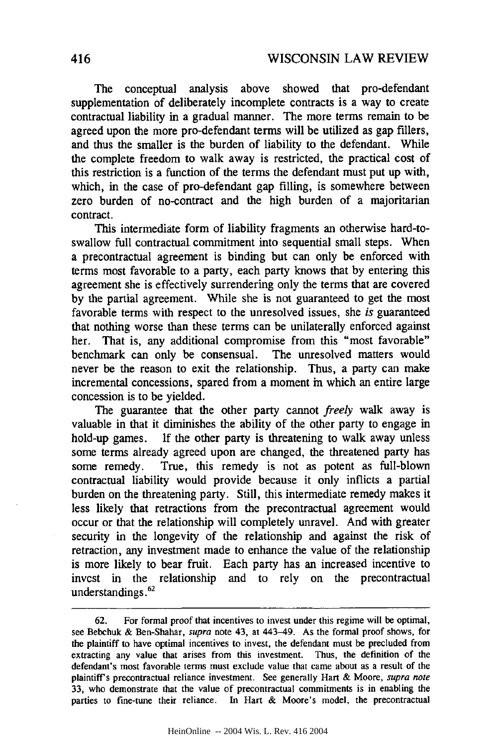The conceptual analysis above showed that pro-defendant supplementation of deliberately incomplete contracts is a way to create contractual liability in a gradual manner. The more terms remain to be agreed upon the more pro-defendant terms will be utilized as gap fillers, and thus the smaller is the burden of liability to the defendant. While the complete freedom to walk away is restricted, the practical cost of this restriction is a function of the terms the defendant must put up with, which, in the case of pro-defendant gap filling, is somewhere between zero burden of no-contract and the high burden of a majoritarian contract.

This intermediate form of liability fragments an otherwise hard-to-swallow full contractual commitment into sequential small steps. When a precontractual agreement is binding but can only be enforced with terms most favorable to a party, each party knows that by entering this agreement she is effectively surrendering only the terms that are covered by the partial agreement. While she is not guaranteed to get the most favorable terms with respect to the unresolved issues, she *is* guaranteed that nothing worse than these terms can be unilaterally enforced against her. That is, any additional compromise from this "most favorable" benchmark can only be consensual. The unresolved matters would never be the reason to exit the relationship. Thus, a party can make incremental concessions, spared from a moment in which an entire large concession is to be yielded.

The guarantee that the other party cannot *freely* walk away is valuable in that it diminishes the ability of the other party to engage in hold-up games. If the other party is threatening to walk away unless some terms already agreed upon are changed, the threatened party has some remedy. True, this remedy is not as potent as full-blown contractual liability would provide because it only inflicts a partial burden on the threatening party. Still, this intermediate remedy makes it less likely that retractions from the precontractual agreement would occur or that the relationship will completely unravel. And with greater security in the longevity of the relationship and against the risk of retraction, any investment made to enhance the value of the relationship is more likely to bear fruit. Each party has an increased incentive to invest in the relationship and to rely on the precontractual understandings.[62]

---

62. For formal proof that incentives to invest under this regime will be optimal, see Bebchuk & Ben-Shahar, *supra* note 43, at 443–49. As the formal proof shows, for the plaintiff to have optimal incentives to invest, the defendant must be precluded from extracting any value that arises from this investment. Thus, the definition of the defendant's most favorable terms must exclude value that came about as a result of the plaintiff's precontractual reliance investment. See generally Hart & Moore, *supra note* 33, who demonstrate that the value of precontractual commitments is in enabling the parties to fine-tune their reliance. In Hart & Moore's model, the precontractual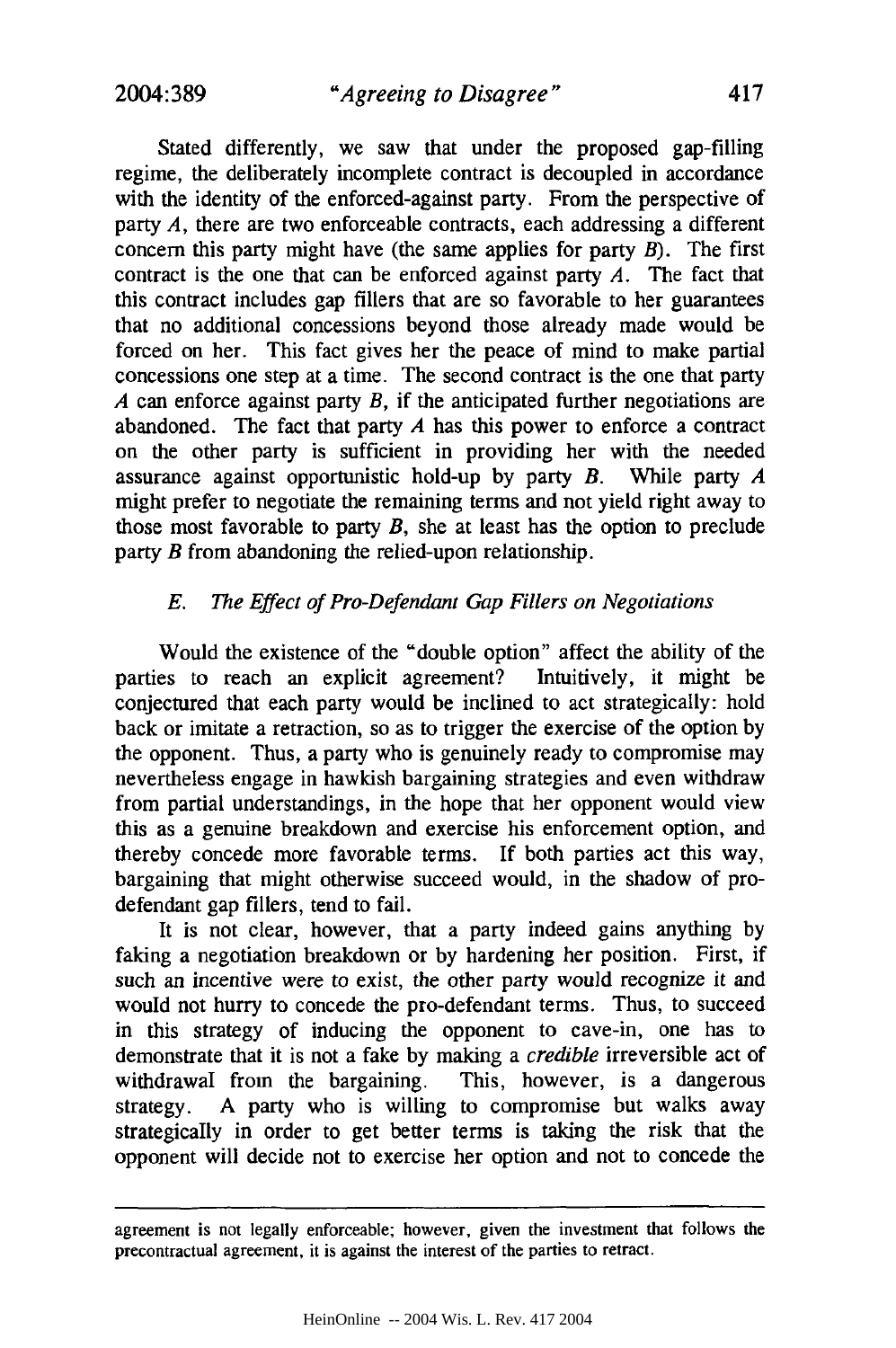Stated differently, we saw that under the proposed gap-filling regime, the deliberately incomplete contract is decoupled in accordance with the identity of the enforced-against party. From the perspective of party *A*, there are two enforceable contracts, each addressing a different concern this party might have (the same applies for party *B*). The first contract is the one that can be enforced against party *A*. The fact that this contract includes gap fillers that are so favorable to her guarantees that no additional concessions beyond those already made would be forced on her. This fact gives her the peace of mind to make partial concessions one step at a time. The second contract is the one that party *A* can enforce against party *B*, if the anticipated further negotiations are abandoned. The fact that party *A* has this power to enforce a contract on the other party is sufficient in providing her with the needed assurance against opportunistic hold-up by party *B*. While party *A* might prefer to negotiate the remaining terms and not yield right away to those most favorable to party *B*, she at least has the option to preclude party *B* from abandoning the relied-upon relationship.

### *E. The Effect of Pro-Defendant Gap Fillers on Negotiations*

Would the existence of the "double option" affect the ability of the parties to reach an explicit agreement? Intuitively, it might be conjectured that each party would be inclined to act strategically: hold back or imitate a retraction, so as to trigger the exercise of the option by the opponent. Thus, a party who is genuinely ready to compromise may nevertheless engage in hawkish bargaining strategies and even withdraw from partial understandings, in the hope that her opponent would view this as a genuine breakdown and exercise his enforcement option, and thereby concede more favorable terms. If both parties act this way, bargaining that might otherwise succeed would, in the shadow of pro-defendant gap fillers, tend to fail.

It is not clear, however, that a party indeed gains anything by faking a negotiation breakdown or by hardening her position. First, if such an incentive were to exist, the other party would recognize it and would not hurry to concede the pro-defendant terms. Thus, to succeed in this strategy of inducing the opponent to cave-in, one has to demonstrate that it is not a fake by making a *credible* irreversible act of withdrawal from the bargaining. This, however, is a dangerous strategy. A party who is willing to compromise but walks away strategically in order to get better terms is taking the risk that the opponent will decide not to exercise her option and not to concede the

---

agreement is not legally enforceable; however, given the investment that follows the precontractual agreement, it is against the interest of the parties to retract.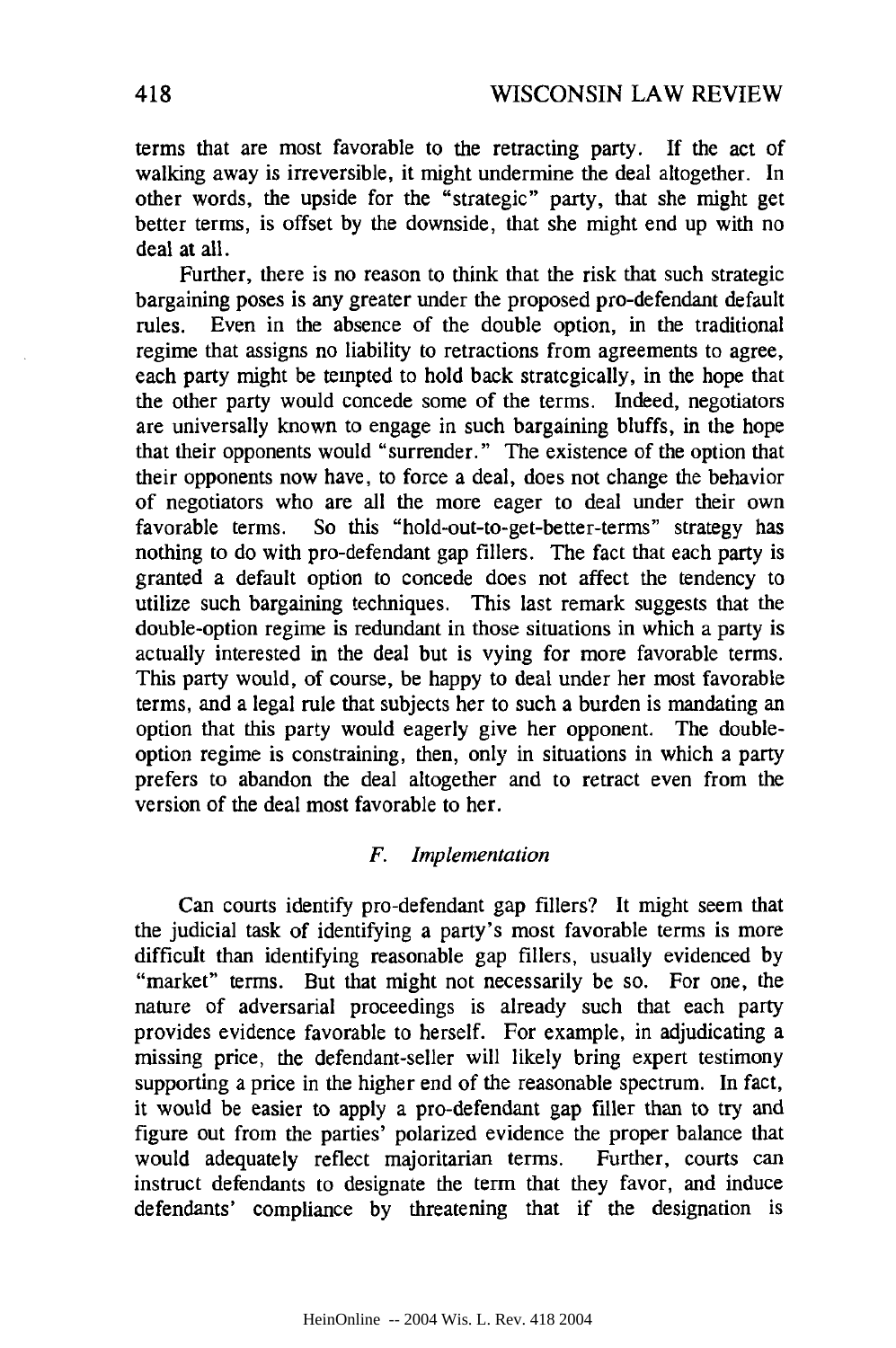terms that are most favorable to the retracting party. If the act of walking away is irreversible, it might undermine the deal altogether. In other words, the upside for the "strategic" party, that she might get better terms, is offset by the downside, that she might end up with no deal at all.

Further, there is no reason to think that the risk that such strategic bargaining poses is any greater under the proposed pro-defendant default rules. Even in the absence of the double option, in the traditional regime that assigns no liability to retractions from agreements to agree, each party might be tempted to hold back strategically, in the hope that the other party would concede some of the terms. Indeed, negotiators are universally known to engage in such bargaining bluffs, in the hope that their opponents would "surrender." The existence of the option that their opponents now have, to force a deal, does not change the behavior of negotiators who are all the more eager to deal under their own favorable terms. So this "hold-out-to-get-better-terms" strategy has nothing to do with pro-defendant gap fillers. The fact that each party is granted a default option to concede does not affect the tendency to utilize such bargaining techniques. This last remark suggests that the double-option regime is redundant in those situations in which a party is actually interested in the deal but is vying for more favorable terms. This party would, of course, be happy to deal under her most favorable terms, and a legal rule that subjects her to such a burden is mandating an option that this party would eagerly give her opponent. The double-option regime is constraining, then, only in situations in which a party prefers to abandon the deal altogether and to retract even from the version of the deal most favorable to her.

### *F. Implementation*

Can courts identify pro-defendant gap fillers? It might seem that the judicial task of identifying a party's most favorable terms is more difficult than identifying reasonable gap fillers, usually evidenced by "market" terms. But that might not necessarily be so. For one, the nature of adversarial proceedings is already such that each party provides evidence favorable to herself. For example, in adjudicating a missing price, the defendant-seller will likely bring expert testimony supporting a price in the higher end of the reasonable spectrum. In fact, it would be easier to apply a pro-defendant gap filler than to try and figure out from the parties' polarized evidence the proper balance that would adequately reflect majoritarian terms. Further, courts can instruct defendants to designate the term that they favor, and induce defendants' compliance by threatening that if the designation is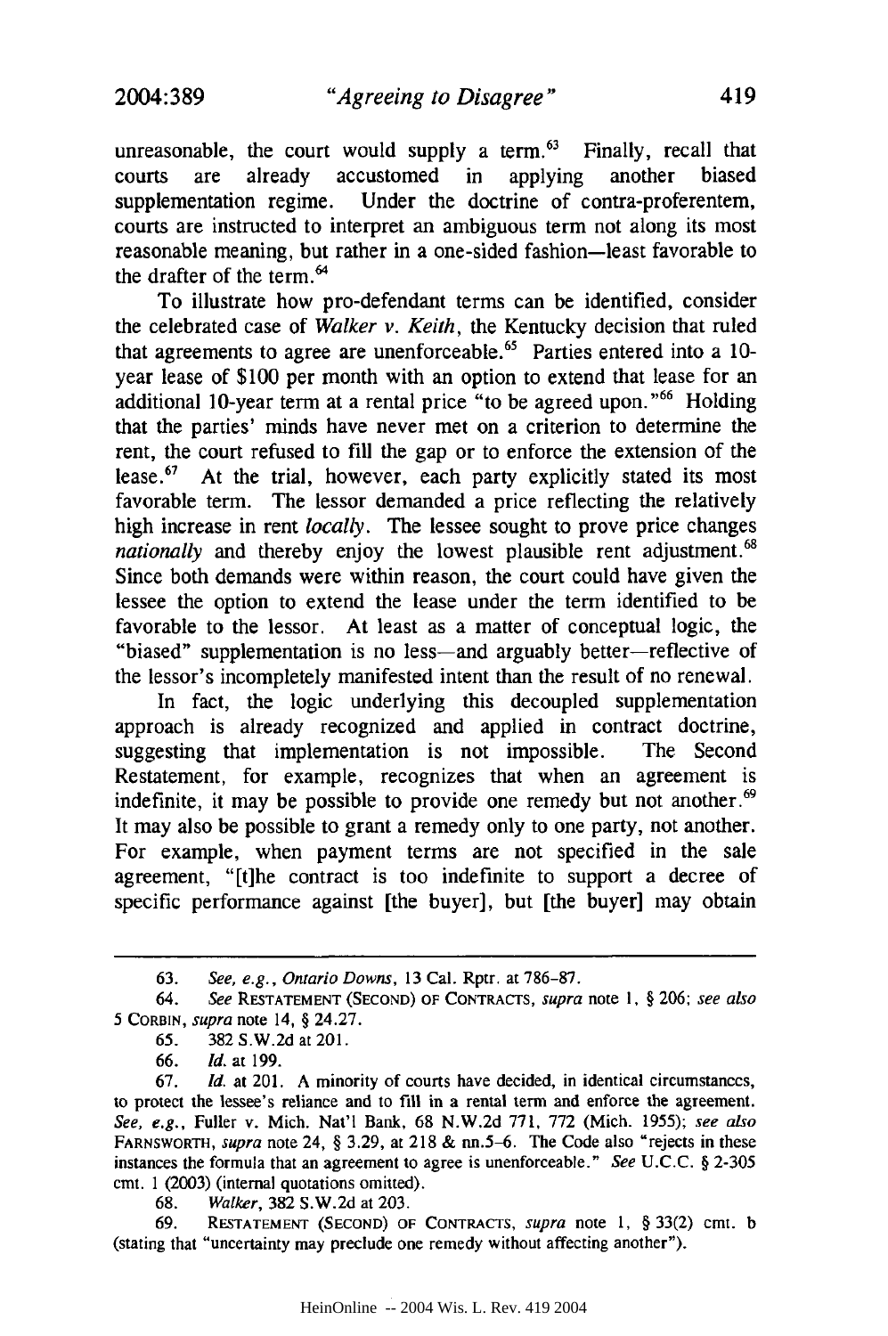unreasonable, the court would supply a term.[63] Finally, recall that courts are already accustomed in applying another biased supplementation regime. Under the doctrine of contra-proferentem, courts are instructed to interpret an ambiguous term not along its most reasonable meaning, but rather in a one-sided fashion—least favorable to the drafter of the term.[64]

To illustrate how pro-defendant terms can be identified, consider the celebrated case of *Walker v. Keith*, the Kentucky decision that ruled that agreements to agree are unenforceable.[65] Parties entered into a 10-year lease of $100 per month with an option to extend that lease for an additional 10-year term at a rental price "to be agreed upon."[66] Holding that the parties' minds have never met on a criterion to determine the rent, the court refused to fill the gap or to enforce the extension of the lease.[67] At the trial, however, each party explicitly stated its most favorable term. The lessor demanded a price reflecting the relatively high increase in rent *locally*. The lessee sought to prove price changes *nationally* and thereby enjoy the lowest plausible rent adjustment.[68] Since both demands were within reason, the court could have given the lessee the option to extend the lease under the term identified to be favorable to the lessor. At least as a matter of conceptual logic, the "biased" supplementation is no less—and arguably better—reflective of the lessor's incompletely manifested intent than the result of no renewal.

In fact, the logic underlying this decoupled supplementation approach is already recognized and applied in contract doctrine, suggesting that implementation is not impossible. The Second Restatement, for example, recognizes that when an agreement is indefinite, it may be possible to provide one remedy but not another.[69] It may also be possible to grant a remedy only to one party, not another. For example, when payment terms are not specified in the sale agreement, "[t]he contract is too indefinite to support a decree of specific performance against [the buyer], but [the buyer] may obtain

---

63. *See, e.g.*, *Ontario Downs*, 13 Cal. Rptr. at 786–87.

64. *See* RESTATEMENT (SECOND) OF CONTRACTS, *supra* note 1, § 206; *see also* 5 CORBIN, *supra* note 14, § 24.27.

65. 382 S.W.2d at 201.

66. *Id.* at 199.

67. *Id.* at 201. A minority of courts have decided, in identical circumstances, to protect the lessee's reliance and to fill in a rental term and enforce the agreement. *See, e.g.*, Fuller v. Mich. Nat'l Bank, 68 N.W.2d 771, 772 (Mich. 1955); *see also* FARNSWORTH, *supra* note 24, § 3.29, at 218 & nn.5–6. The Code also "rejects in these instances the formula that an agreement to agree is unenforceable." *See* U.C.C. § 2-305 cmt. 1 (2003) (internal quotations omitted).

68. *Walker*, 382 S.W.2d at 203.

69. RESTATEMENT (SECOND) OF CONTRACTS, *supra* note 1, § 33(2) cmt. b (stating that "uncertainty may preclude one remedy without affecting another").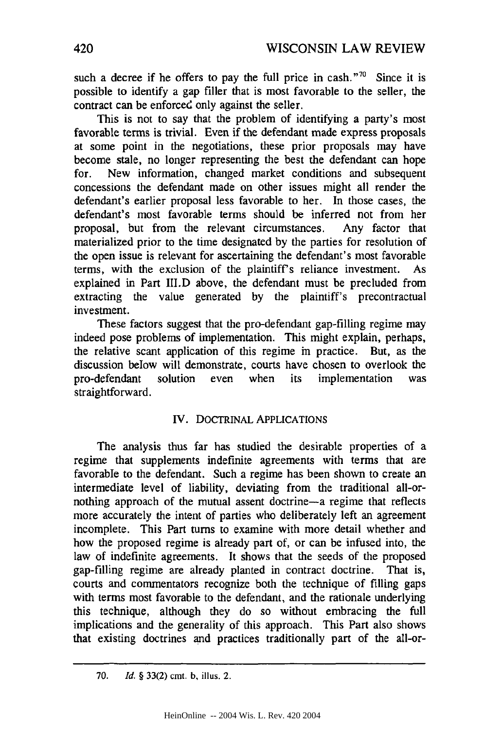such a decree if he offers to pay the full price in cash."[70] Since it is possible to identify a gap filler that is most favorable to the seller, the contract can be enforced only against the seller.

This is not to say that the problem of identifying a party's most favorable terms is trivial. Even if the defendant made express proposals at some point in the negotiations, these prior proposals may have become stale, no longer representing the best the defendant can hope for. New information, changed market conditions and subsequent concessions the defendant made on other issues might all render the defendant's earlier proposal less favorable to her. In those cases, the defendant's most favorable terms should be inferred not from her proposal, but from the relevant circumstances. Any factor that materialized prior to the time designated by the parties for resolution of the open issue is relevant for ascertaining the defendant's most favorable terms, with the exclusion of the plaintiff's reliance investment. As explained in Part III.D above, the defendant must be precluded from extracting the value generated by the plaintiff's precontractual investment.

These factors suggest that the pro-defendant gap-filling regime may indeed pose problems of implementation. This might explain, perhaps, the relative scant application of this regime in practice. But, as the discussion below will demonstrate, courts have chosen to overlook the pro-defendant solution even when its implementation was straightforward.

## IV. DOCTRINAL APPLICATIONS

The analysis thus far has studied the desirable properties of a regime that supplements indefinite agreements with terms that are favorable to the defendant. Such a regime has been shown to create an intermediate level of liability, deviating from the traditional all-or-nothing approach of the mutual assent doctrine—a regime that reflects more accurately the intent of parties who deliberately left an agreement incomplete. This Part turns to examine with more detail whether and how the proposed regime is already part of, or can be infused into, the law of indefinite agreements. It shows that the seeds of the proposed gap-filling regime are already planted in contract doctrine. That is, courts and commentators recognize both the technique of filling gaps with terms most favorable to the defendant, and the rationale underlying this technique, although they do so without embracing the full implications and the generality of this approach. This Part also shows that existing doctrines and practices traditionally part of the all-or-

---

70. *Id.* § 33(2) cmt. b, illus. 2.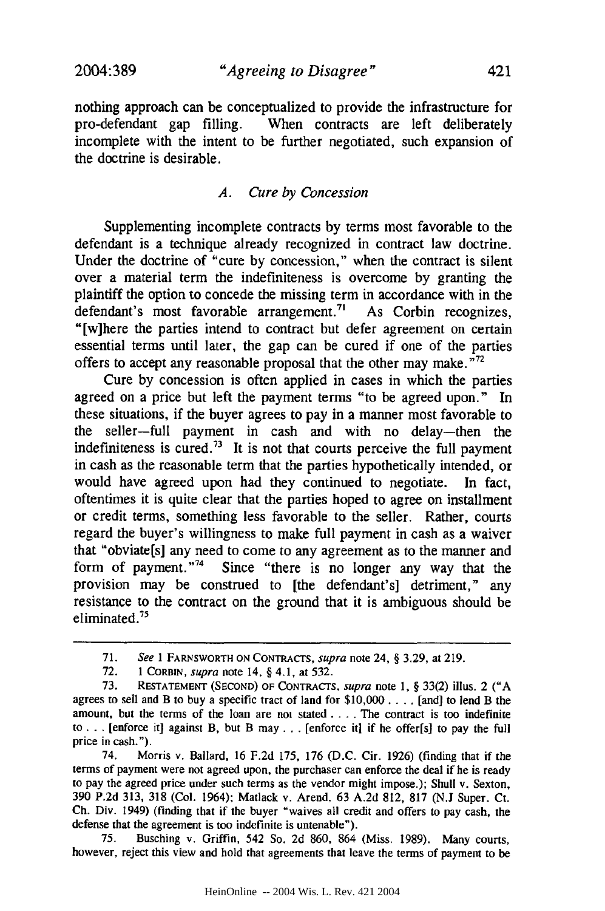nothing approach can be conceptualized to provide the infrastructure for pro-defendant gap filling. When contracts are left deliberately incomplete with the intent to be further negotiated, such expansion of the doctrine is desirable.

### *A. Cure by Concession*

Supplementing incomplete contracts by terms most favorable to the defendant is a technique already recognized in contract law doctrine. Under the doctrine of "cure by concession," when the contract is silent over a material term the indefiniteness is overcome by granting the plaintiff the option to concede the missing term in accordance with in the defendant's most favorable arrangement.[71] As Corbin recognizes, "[w]here the parties intend to contract but defer agreement on certain essential terms until later, the gap can be cured if one of the parties offers to accept any reasonable proposal that the other may make."[72]

Cure by concession is often applied in cases in which the parties agreed on a price but left the payment terms "to be agreed upon." In these situations, if the buyer agrees to pay in a manner most favorable to the seller—full payment in cash and with no delay—then the indefiniteness is cured.[73] It is not that courts perceive the full payment in cash as the reasonable term that the parties hypothetically intended, or would have agreed upon had they continued to negotiate. In fact, oftentimes it is quite clear that the parties hoped to agree on installment or credit terms, something less favorable to the seller. Rather, courts regard the buyer's willingness to make full payment in cash as a waiver that "obviate[s] any need to come to any agreement as to the manner and form of payment."[74] Since "there is no longer any way that the provision may be construed to [the defendant's] detriment," any resistance to the contract on the ground that it is ambiguous should be eliminated.[75]

---

71. *See* 1 FARNSWORTH ON CONTRACTS, *supra* note 24, § 3.29, at 219.

72. 1 CORBIN, *supra* note 14, § 4.1, at 532.

73. RESTATEMENT (SECOND) OF CONTRACTS, *supra* note 1, § 33(2) illus. 2 ("A agrees to sell and B to buy a specific tract of land for $10,000 . . . . [and] to lend B the amount, but the terms of the loan are not stated . . . . The contract is too indefinite to . . . [enforce it] against B, but B may . . . [enforce it] if he offer[s] to pay the full price in cash.").

74. Morris v. Ballard, 16 F.2d 175, 176 (D.C. Cir. 1926) (finding that if the terms of payment were not agreed upon, the purchaser can enforce the deal if he is ready to pay the agreed price under such terms as the vendor might impose.); Shull v. Sexton, 390 P.2d 313, 318 (Col. 1964); Matlack v. Arend, 63 A.2d 812, 817 (N.J Super. Ct. Ch. Div. 1949) (finding that if the buyer "waives all credit and offers to pay cash, the defense that the agreement is too indefinite is untenable").

75. Busching v. Griffin, 542 So. 2d 860, 864 (Miss. 1989). Many courts, however, reject this view and hold that agreements that leave the terms of payment to be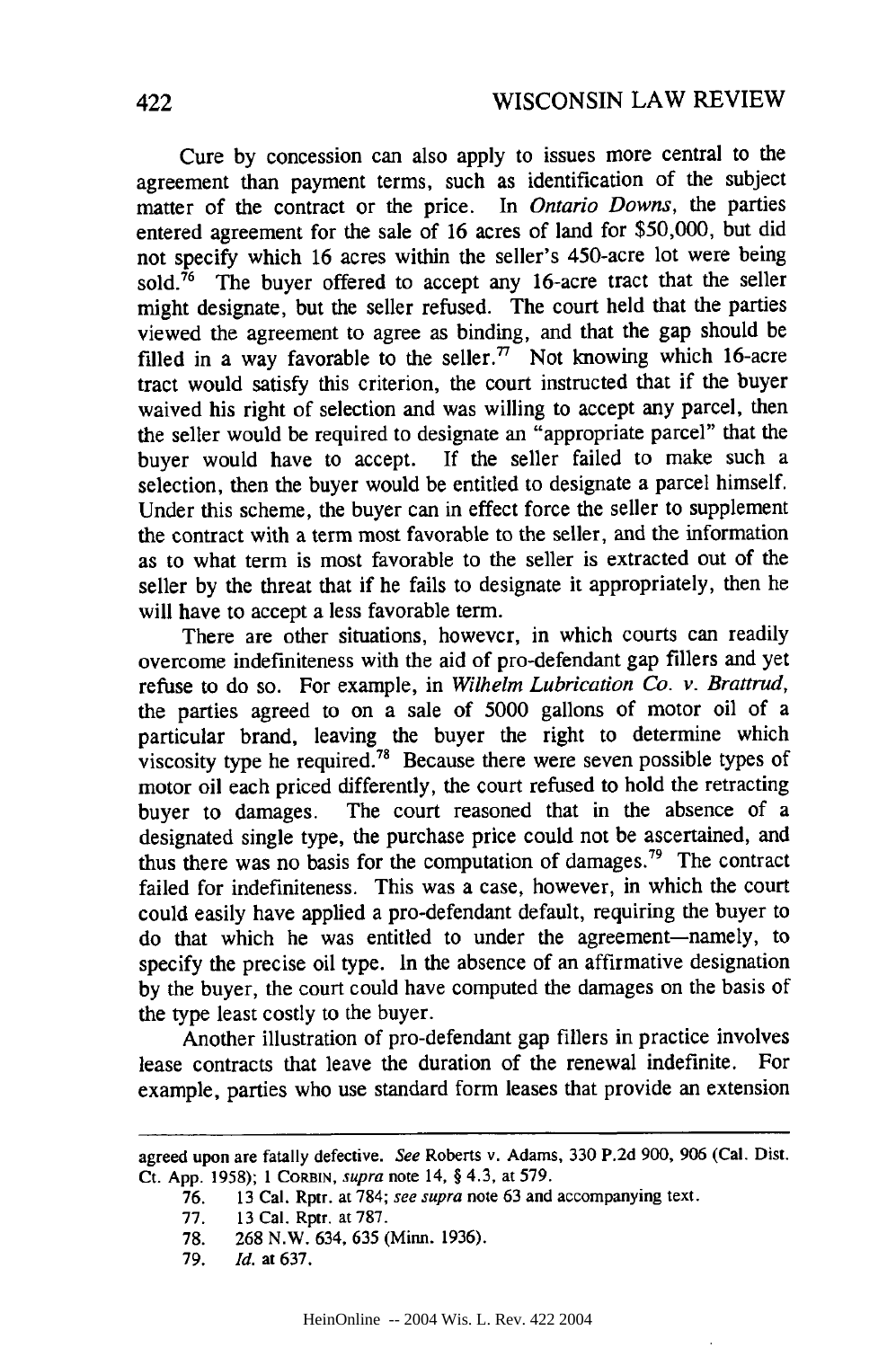Cure by concession can also apply to issues more central to the agreement than payment terms, such as identification of the subject matter of the contract or the price. In *Ontario Downs*, the parties entered agreement for the sale of 16 acres of land for $50,000, but did not specify which 16 acres within the seller's 450-acre lot were being sold.[76] The buyer offered to accept any 16-acre tract that the seller might designate, but the seller refused. The court held that the parties viewed the agreement to agree as binding, and that the gap should be filled in a way favorable to the seller.[77] Not knowing which 16-acre tract would satisfy this criterion, the court instructed that if the buyer waived his right of selection and was willing to accept any parcel, then the seller would be required to designate an "appropriate parcel" that the buyer would have to accept. If the seller failed to make such a selection, then the buyer would be entitled to designate a parcel himself. Under this scheme, the buyer can in effect force the seller to supplement the contract with a term most favorable to the seller, and the information as to what term is most favorable to the seller is extracted out of the seller by the threat that if he fails to designate it appropriately, then he will have to accept a less favorable term.

There are other situations, however, in which courts can readily overcome indefiniteness with the aid of pro-defendant gap fillers and yet refuse to do so. For example, in *Wilhelm Lubrication Co. v. Brattrud*, the parties agreed to on a sale of 5000 gallons of motor oil of a particular brand, leaving the buyer the right to determine which viscosity type he required.[78] Because there were seven possible types of motor oil each priced differently, the court refused to hold the retracting buyer to damages. The court reasoned that in the absence of a designated single type, the purchase price could not be ascertained, and thus there was no basis for the computation of damages.[79] The contract failed for indefiniteness. This was a case, however, in which the court could easily have applied a pro-defendant default, requiring the buyer to do that which he was entitled to under the agreement—namely, to specify the precise oil type. In the absence of an affirmative designation by the buyer, the court could have computed the damages on the basis of the type least costly to the buyer.

Another illustration of pro-defendant gap fillers in practice involves lease contracts that leave the duration of the renewal indefinite. For example, parties who use standard form leases that provide an extension

---

agreed upon are fatally defective. *See* Roberts v. Adams, 330 P.2d 900, 906 (Cal. Dist. Ct. App. 1958); 1 CORBIN, *supra* note 14, § 4.3, at 579.

76. 13 Cal. Rptr. at 784; *see supra* note 63 and accompanying text.

77. 13 Cal. Rptr. at 787.

78. 268 N.W. 634, 635 (Minn. 1936).

79. *Id.* at 637.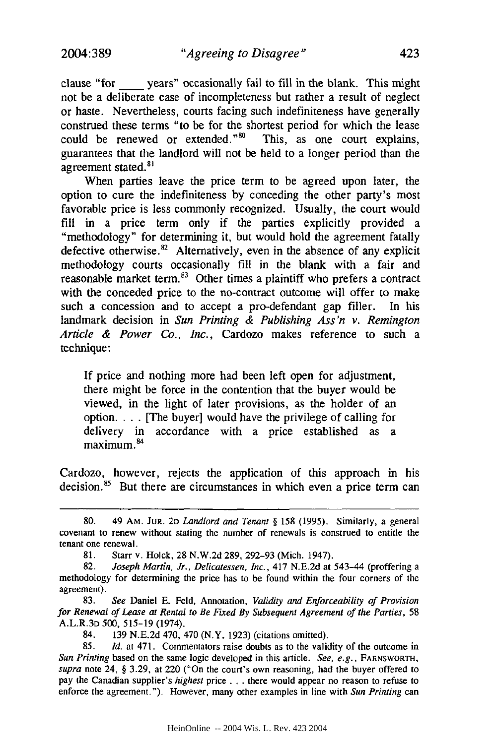clause "for ____ years" occasionally fail to fill in the blank. This might not be a deliberate case of incompleteness but rather a result of neglect or haste. Nevertheless, courts facing such indefiniteness have generally construed these terms "to be for the shortest period for which the lease could be renewed or extended."[80] This, as one court explains, guarantees that the landlord will not be held to a longer period than the agreement stated.[81]

When parties leave the price term to be agreed upon later, the option to cure the indefiniteness by conceding the other party's most favorable price is less commonly recognized. Usually, the court would fill in a price term only if the parties explicitly provided a "methodology" for determining it, but would hold the agreement fatally defective otherwise.[82] Alternatively, even in the absence of any explicit methodology courts occasionally fill in the blank with a fair and reasonable market term.[83] Other times a plaintiff who prefers a contract with the conceded price to the no-contract outcome will offer to make such a concession and to accept a pro-defendant gap filler. In his landmark decision in *Sun Printing & Publishing Ass'n v. Remington Article & Power Co., Inc.*, Cardozo makes reference to such a technique:

> If price and nothing more had been left open for adjustment, there might be force in the contention that the buyer would be viewed, in the light of later provisions, as the holder of an option. . . . [The buyer] would have the privilege of calling for delivery in accordance with a price established as a maximum.[84]

Cardozo, however, rejects the application of this approach in his decision.[85] But there are circumstances in which even a price term can

---

80. 49 AM. JUR. 2D *Landlord and Tenant* § 158 (1995). Similarly, a general covenant to renew without stating the number of renewals is construed to entitle the tenant one renewal.

81. Starr v. Holck, 28 N.W.2d 289, 292–93 (Mich. 1947).

82. *Joseph Martin, Jr., Delicatessen, Inc.*, 417 N.E.2d at 543–44 (proffering a methodology for determining the price has to be found within the four corners of the agreement).

83. *See* Daniel E. Feld, Annotation, *Validity and Enforceability of Provision for Renewal of Lease at Rental to Be Fixed By Subsequent Agreement of the Parties*, 58 A.L.R.3D 500, 515–19 (1974).

84. 139 N.E.2d 470, 470 (N.Y. 1923) (citations omitted).

85. *Id.* at 471. Commentators raise doubts as to the validity of the outcome in *Sun Printing* based on the same logic developed in this article. *See, e.g.*, FARNSWORTH, *supra* note 24, § 3.29, at 220 ("On the court's own reasoning, had the buyer offered to pay the Canadian supplier's *highest* price . . . there would appear no reason to refuse to enforce the agreement."). However, many other examples in line with *Sun Printing* can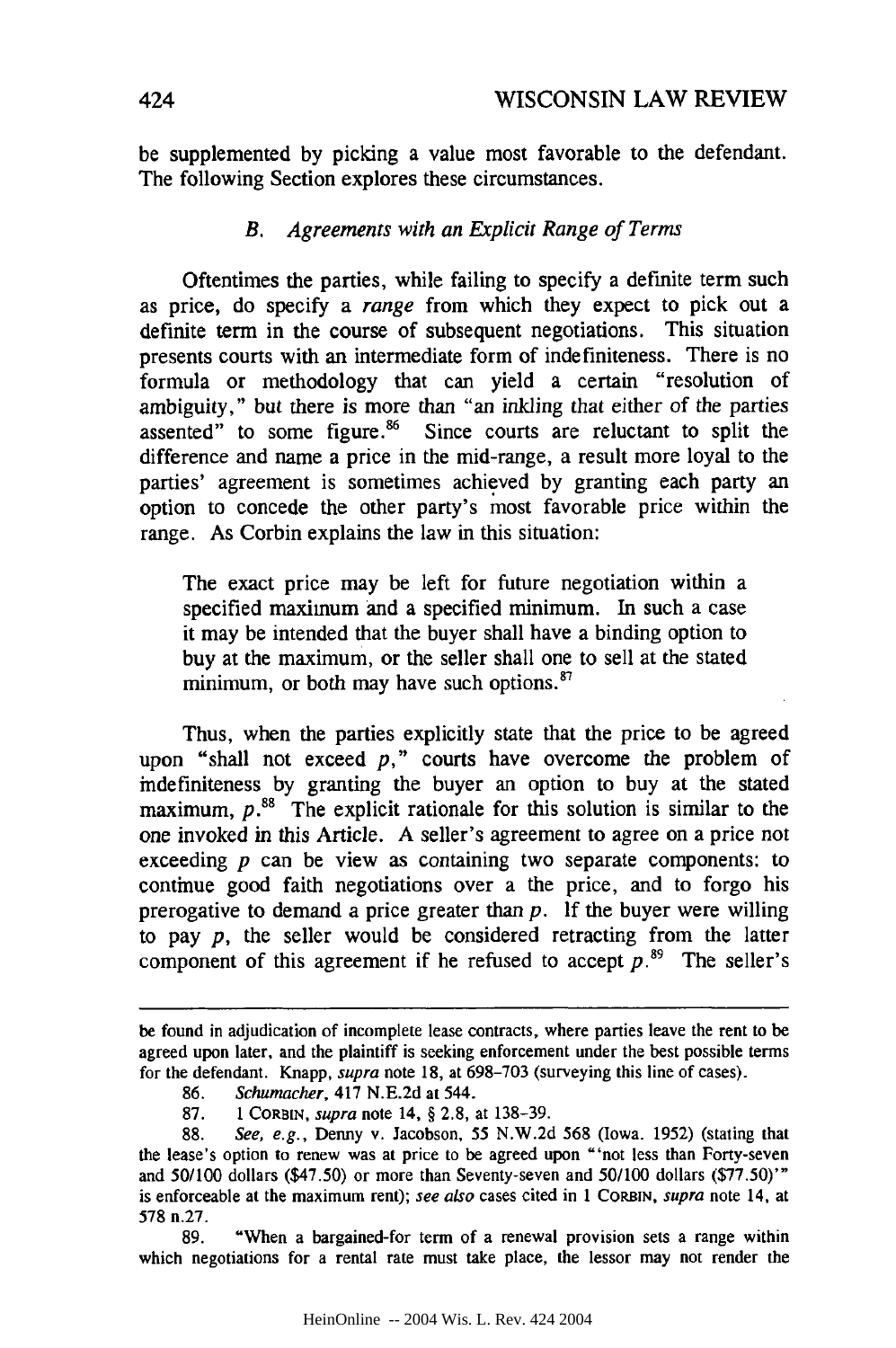be supplemented by picking a value most favorable to the defendant. The following Section explores these circumstances.

### *B. Agreements with an Explicit Range of Terms*

Oftentimes the parties, while failing to specify a definite term such as price, do specify a *range* from which they expect to pick out a definite term in the course of subsequent negotiations. This situation presents courts with an intermediate form of indefiniteness. There is no formula or methodology that can yield a certain "resolution of ambiguity," but there is more than "an inkling that either of the parties assented" to some figure.[86] Since courts are reluctant to split the difference and name a price in the mid-range, a result more loyal to the parties' agreement is sometimes achieved by granting each party an option to concede the other party's most favorable price within the range. As Corbin explains the law in this situation:

> The exact price may be left for future negotiation within a specified maximum and a specified minimum. In such a case it may be intended that the buyer shall have a binding option to buy at the maximum, or the seller shall one to sell at the stated minimum, or both may have such options.[87]

Thus, when the parties explicitly state that the price to be agreed upon "shall not exceed *p*," courts have overcome the problem of indefiniteness by granting the buyer an option to buy at the stated maximum, *p*.[88] The explicit rationale for this solution is similar to the one invoked in this Article. A seller's agreement to agree on a price not exceeding *p* can be view as containing two separate components: to continue good faith negotiations over a the price, and to forgo his prerogative to demand a price greater than *p*. If the buyer were willing to pay *p*, the seller would be considered retracting from the latter component of this agreement if he refused to accept *p*.[89] The seller's

---

be found in adjudication of incomplete lease contracts, where parties leave the rent to be agreed upon later, and the plaintiff is seeking enforcement under the best possible terms for the defendant. Knapp, *supra* note 18, at 698–703 (surveying this line of cases).

86. *Schumacher*, 417 N.E.2d at 544.

87. 1 CORBIN, *supra* note 14, § 2.8, at 138–39.

88. *See, e.g.*, Denny v. Jacobson, 55 N.W.2d 568 (Iowa. 1952) (stating that the lease's option to renew was at price to be agreed upon "'not less than Forty-seven and 50/100 dollars ($47.50) or more than Seventy-seven and 50/100 dollars ($77.50)'" is enforceable at the maximum rent); *see also* cases cited in 1 CORBIN, *supra* note 14, at 578 n.27.

89. "When a bargained-for term of a renewal provision sets a range within which negotiations for a rental rate must take place, the lessor may not render the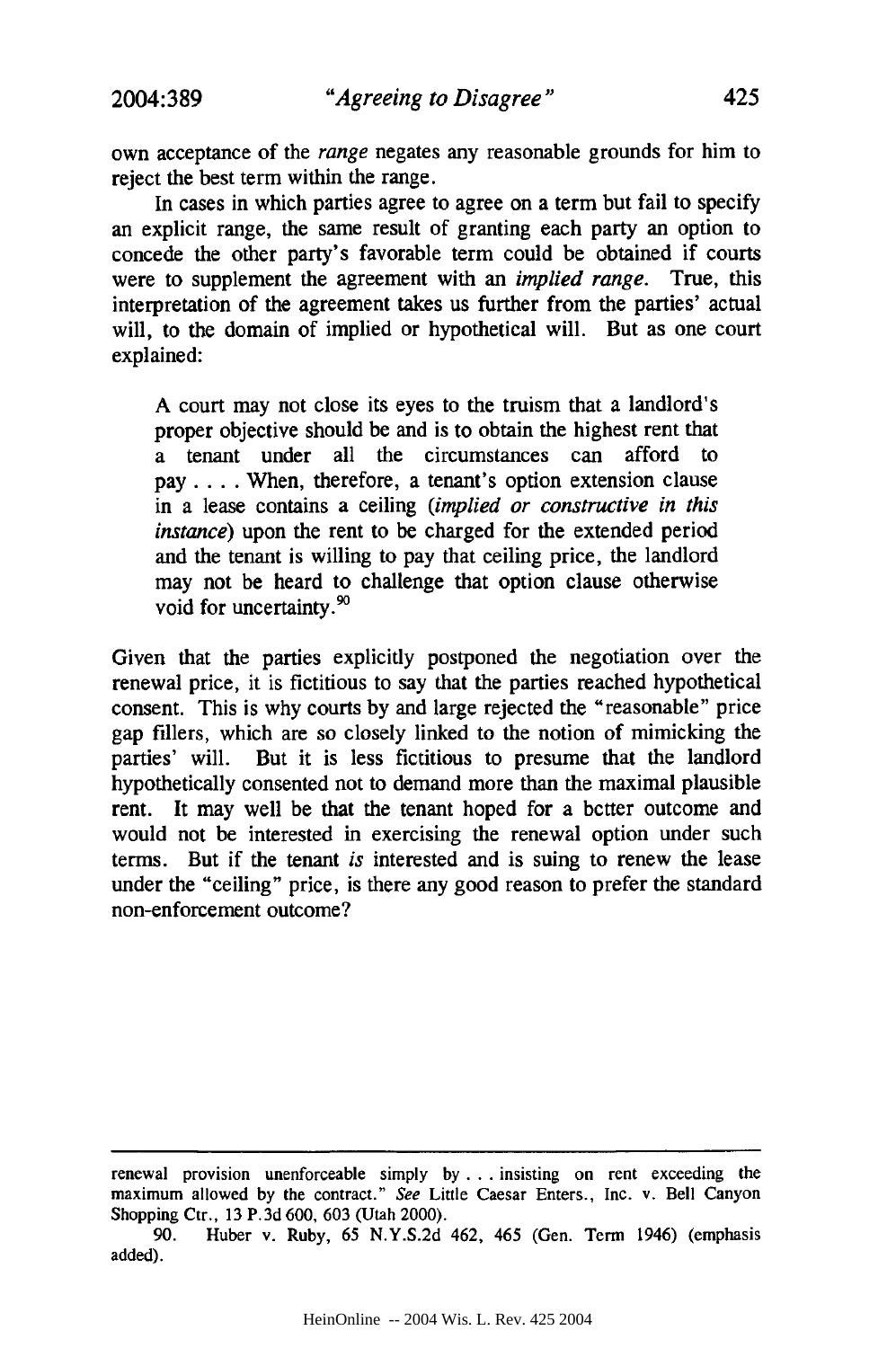own acceptance of the *range* negates any reasonable grounds for him to reject the best term within the range.

In cases in which parties agree to agree on a term but fail to specify an explicit range, the same result of granting each party an option to concede the other party's favorable term could be obtained if courts were to supplement the agreement with an *implied range*. True, this interpretation of the agreement takes us further from the parties' actual will, to the domain of implied or hypothetical will. But as one court explained:

> A court may not close its eyes to the truism that a landlord's proper objective should be and is to obtain the highest rent that a tenant under all the circumstances can afford to pay . . . . When, therefore, a tenant's option extension clause in a lease contains a ceiling (*implied or constructive in this instance*) upon the rent to be charged for the extended period and the tenant is willing to pay that ceiling price, the landlord may not be heard to challenge that option clause otherwise void for uncertainty.[90]

Given that the parties explicitly postponed the negotiation over the renewal price, it is fictitious to say that the parties reached hypothetical consent. This is why courts by and large rejected the "reasonable" price gap fillers, which are so closely linked to the notion of mimicking the parties' will. But it is less fictitious to presume that the landlord hypothetically consented not to demand more than the maximal plausible rent. It may well be that the tenant hoped for a better outcome and would not be interested in exercising the renewal option under such terms. But if the tenant *is* interested and is suing to renew the lease under the "ceiling" price, is there any good reason to prefer the standard non-enforcement outcome?

---

renewal provision unenforceable simply by . . . insisting on rent exceeding the maximum allowed by the contract." *See* Little Caesar Enters., Inc. v. Bell Canyon Shopping Ctr., 13 P.3d 600, 603 (Utah 2000).

90. Huber v. Ruby, 65 N.Y.S.2d 462, 465 (Gen. Term 1946) (emphasis added).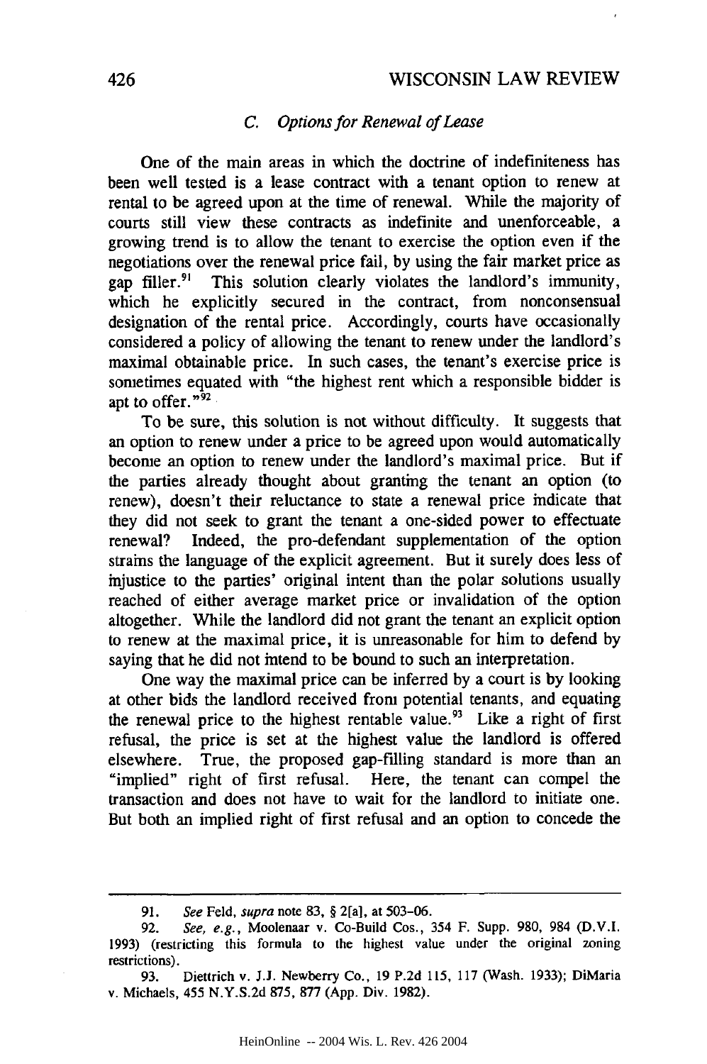### *C. Options for Renewal of Lease*

One of the main areas in which the doctrine of indefiniteness has been well tested is a lease contract with a tenant option to renew at rental to be agreed upon at the time of renewal. While the majority of courts still view these contracts as indefinite and unenforceable, a growing trend is to allow the tenant to exercise the option even if the negotiations over the renewal price fail, by using the fair market price as gap filler.[91] This solution clearly violates the landlord's immunity, which he explicitly secured in the contract, from nonconsensual designation of the rental price. Accordingly, courts have occasionally considered a policy of allowing the tenant to renew under the landlord's maximal obtainable price. In such cases, the tenant's exercise price is sometimes equated with "the highest rent which a responsible bidder is apt to offer."[92]

To be sure, this solution is not without difficulty. It suggests that an option to renew under a price to be agreed upon would automatically become an option to renew under the landlord's maximal price. But if the parties already thought about granting the tenant an option (to renew), doesn't their reluctance to state a renewal price indicate that they did not seek to grant the tenant a one-sided power to effectuate renewal? Indeed, the pro-defendant supplementation of the option strains the language of the explicit agreement. But it surely does less of injustice to the parties' original intent than the polar solutions usually reached of either average market price or invalidation of the option altogether. While the landlord did not grant the tenant an explicit option to renew at the maximal price, it is unreasonable for him to defend by saying that he did not intend to be bound to such an interpretation.

One way the maximal price can be inferred by a court is by looking at other bids the landlord received from potential tenants, and equating the renewal price to the highest rentable value.[93] Like a right of first refusal, the price is set at the highest value the landlord is offered elsewhere. True, the proposed gap-filling standard is more than an "implied" right of first refusal. Here, the tenant can compel the transaction and does not have to wait for the landlord to initiate one. But both an implied right of first refusal and an option to concede the

---

91. *See* Feld, *supra* note 83, § 2[a], at 503–06.

92. *See, e.g.*, Moolenaar v. Co-Build Cos., 354 F. Supp. 980, 984 (D.V.I. 1993) (restricting this formula to the highest value under the original zoning restrictions).

93. Diettrich v. J.J. Newberry Co., 19 P.2d 115, 117 (Wash. 1933); DiMaria v. Michaels, 455 N.Y.S.2d 875, 877 (App. Div. 1982).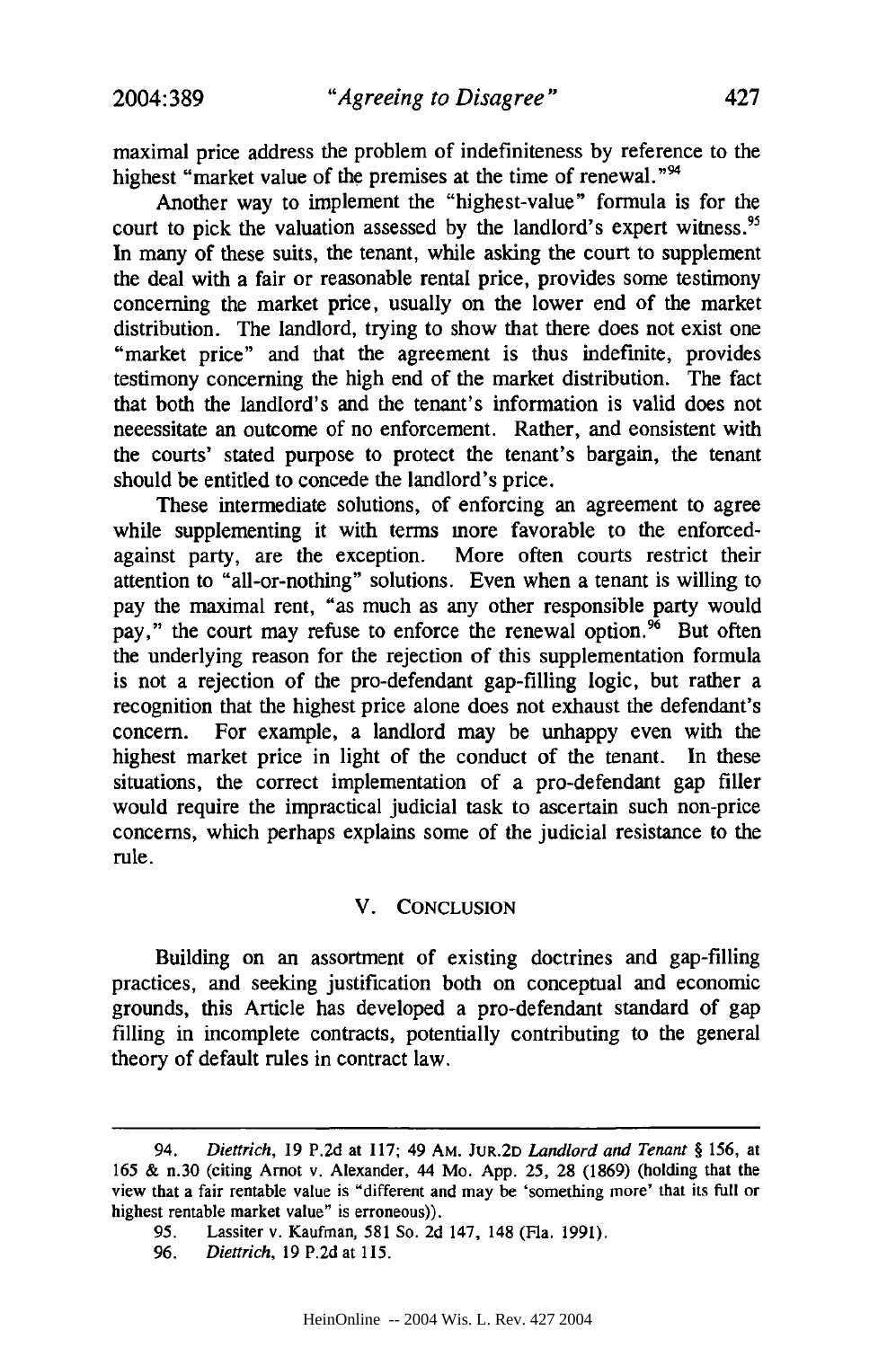maximal price address the problem of indefiniteness by reference to the highest "market value of the premises at the time of renewal."[94]

Another way to implement the "highest-value" formula is for the court to pick the valuation assessed by the landlord's expert witness.[95] In many of these suits, the tenant, while asking the court to supplement the deal with a fair or reasonable rental price, provides some testimony concerning the market price, usually on the lower end of the market distribution. The landlord, trying to show that there does not exist one "market price" and that the agreement is thus indefinite, provides testimony concerning the high end of the market distribution. The fact that both the landlord's and the tenant's information is valid does not neeessitate an outcome of no enforcement. Rather, and eonsistent with the courts' stated purpose to protect the tenant's bargain, the tenant should be entitled to concede the landlord's price.

These intermediate solutions, of enforcing an agreement to agree while supplementing it with terms more favorable to the enforced-against party, are the exception. More often courts restrict their attention to "all-or-nothing" solutions. Even when a tenant is willing to pay the maximal rent, "as much as any other responsible party would pay," the court may refuse to enforce the renewal option.[96] But often the underlying reason for the rejection of this supplementation formula is not a rejection of the pro-defendant gap-filling logic, but rather a recognition that the highest price alone does not exhaust the defendant's concern. For example, a landlord may be unhappy even with the highest market price in light of the conduct of the tenant. In these situations, the correct implementation of a pro-defendant gap filler would require the impractical judicial task to ascertain such non-price concerns, which perhaps explains some of the judicial resistance to the rule.

## V. CONCLUSION

Building on an assortment of existing doctrines and gap-filling practices, and seeking justification both on conceptual and economic grounds, this Article has developed a pro-defendant standard of gap filling in incomplete contracts, potentially contributing to the general theory of default rules in contract law.

---

94. *Diettrich*, 19 P.2d at 117; 49 AM. JUR.2D *Landlord and Tenant* § 156, at 165 & n.30 (citing Arnot v. Alexander, 44 Mo. App. 25, 28 (1869) (holding that the view that a fair rentable value is "different and may be 'something more' that its full or highest rentable market value" is erroneous)).

95. Lassiter v. Kaufman, 581 So. 2d 147, 148 (Fla. 1991).

96. *Diettrich*, 19 P.2d at 115.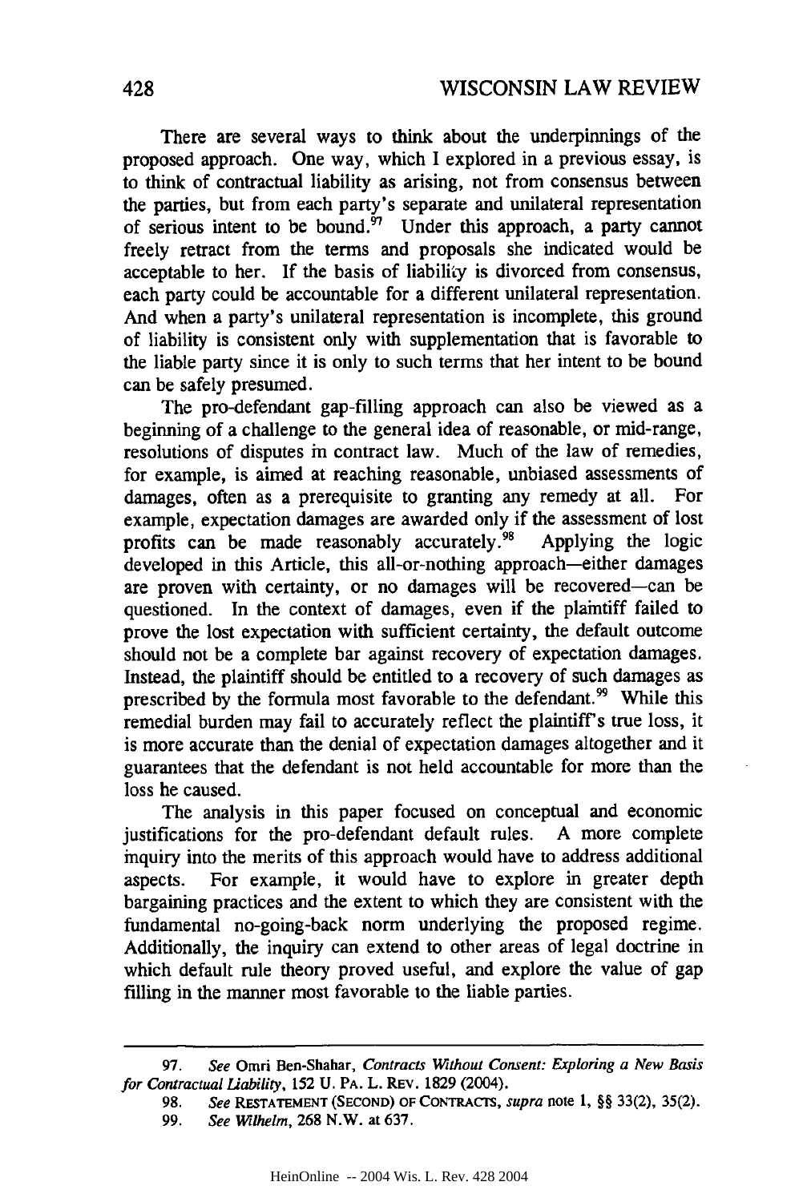There are several ways to think about the underpinnings of the proposed approach. One way, which I explored in a previous essay, is to think of contractual liability as arising, not from consensus between the parties, but from each party's separate and unilateral representation of serious intent to be bound.[97] Under this approach, a party cannot freely retract from the terms and proposals she indicated would be acceptable to her. If the basis of liability is divorced from consensus, each party could be accountable for a different unilateral representation. And when a party's unilateral representation is incomplete, this ground of liability is consistent only with supplementation that is favorable to the liable party since it is only to such terms that her intent to be bound can be safely presumed.

The pro-defendant gap-filling approach can also be viewed as a beginning of a challenge to the general idea of reasonable, or mid-range, resolutions of disputes in contract law. Much of the law of remedies, for example, is aimed at reaching reasonable, unbiased assessments of damages, often as a prerequisite to granting any remedy at all. For example, expectation damages are awarded only if the assessment of lost profits can be made reasonably accurately.[98] Applying the logic developed in this Article, this all-or-nothing approach—either damages are proven with certainty, or no damages will be recovered—can be questioned. In the context of damages, even if the plaintiff failed to prove the lost expectation with sufficient certainty, the default outcome should not be a complete bar against recovery of expectation damages. Instead, the plaintiff should be entitled to a recovery of such damages as prescribed by the formula most favorable to the defendant.[99] While this remedial burden may fail to accurately reflect the plaintiff's true loss, it is more accurate than the denial of expectation damages altogether and it guarantees that the defendant is not held accountable for more than the loss he caused.

The analysis in this paper focused on conceptual and economic justifications for the pro-defendant default rules. A more complete inquiry into the merits of this approach would have to address additional aspects. For example, it would have to explore in greater depth bargaining practices and the extent to which they are consistent with the fundamental no-going-back norm underlying the proposed regime. Additionally, the inquiry can extend to other areas of legal doctrine in which default rule theory proved useful, and explore the value of gap filling in the manner most favorable to the liable parties.

---

97. *See* Omri Ben-Shahar, *Contracts Without Consent: Exploring a New Basis for Contractual Liability*, 152 U. PA. L. REV. 1829 (2004).

98. *See* RESTATEMENT (SECOND) OF CONTRACTS, *supra* note 1, §§ 33(2), 35(2).

99. *See Wilhelm*, 268 N.W. at 637.